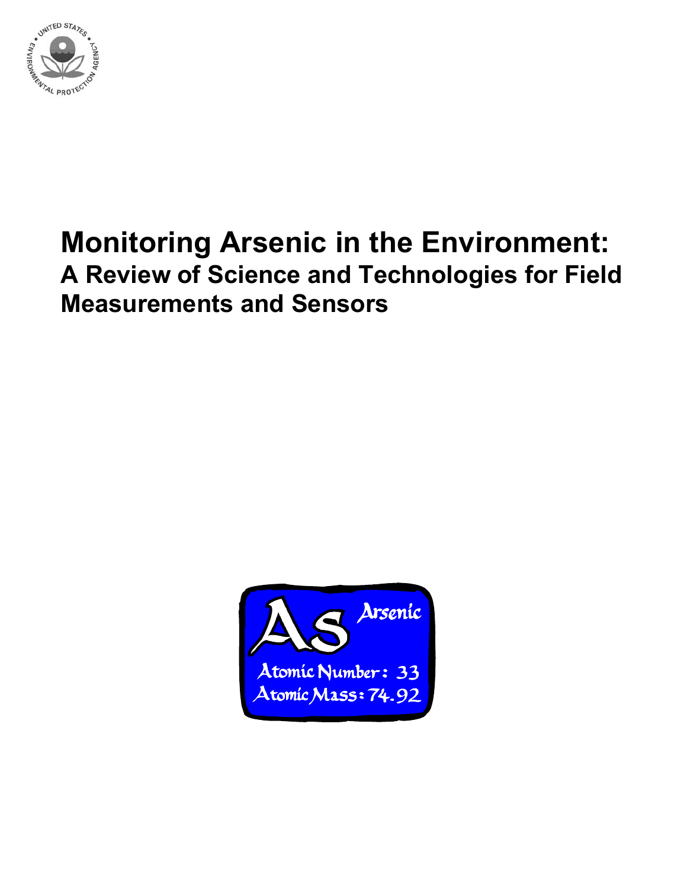# Monitoring Arsenic in the Environment:

## A Review of Science and Technologies for Field Measurements and Sensors

As

Arsenic

Atomic Number: 33

Atomic Mass: 74.92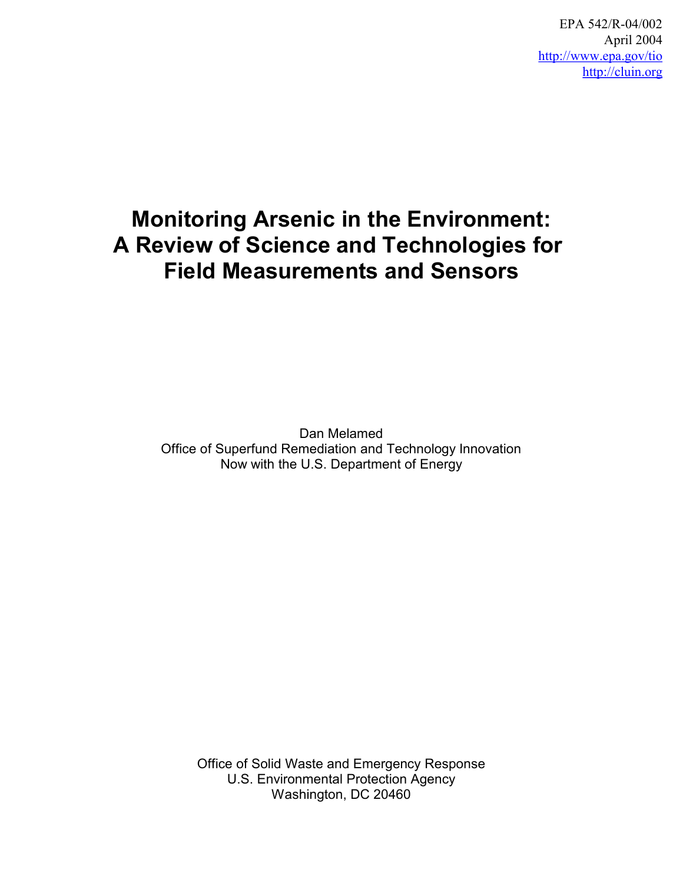EPA 542/R-04/002
April 2004
http://www.epa.gov/tio
http://cluin.org

# Monitoring Arsenic in the Environment: A Review of Science and Technologies for Field Measurements and Sensors

Dan Melamed
Office of Superfund Remediation and Technology Innovation
Now with the U.S. Department of Energy

Office of Solid Waste and Emergency Response
U.S. Environmental Protection Agency
Washington, DC 20460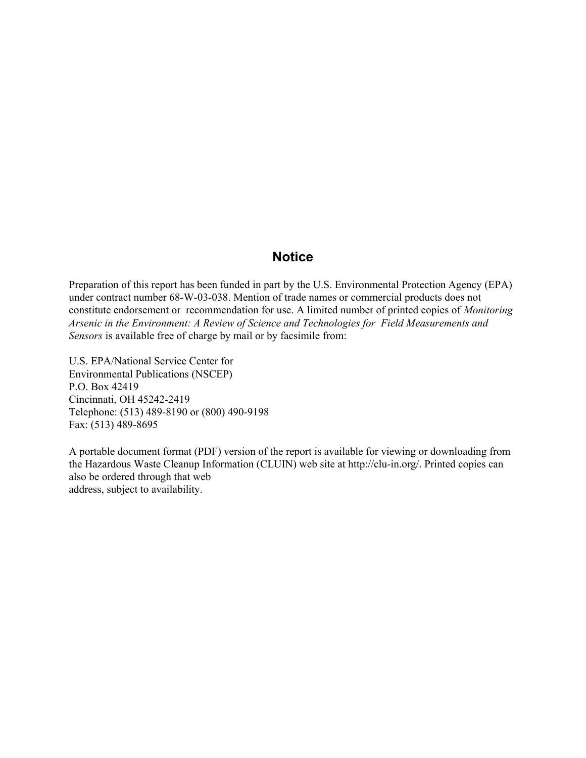# Notice

Preparation of this report has been funded in part by the U.S. Environmental Protection Agency (EPA) under contract number 68-W-03-038. Mention of trade names or commercial products does not constitute endorsement or recommendation for use. A limited number of printed copies of *Monitoring Arsenic in the Environment: A Review of Science and Technologies for Field Measurements and Sensors* is available free of charge by mail or by facsimile from:

U.S. EPA/National Service Center for
Environmental Publications (NSCEP)
P.O. Box 42419
Cincinnati, OH 45242-2419
Telephone: (513) 489-8190 or (800) 490-9198
Fax: (513) 489-8695

A portable document format (PDF) version of the report is available for viewing or downloading from the Hazardous Waste Cleanup Information (CLUIN) web site at http://clu-in.org/. Printed copies can also be ordered through that web address, subject to availability.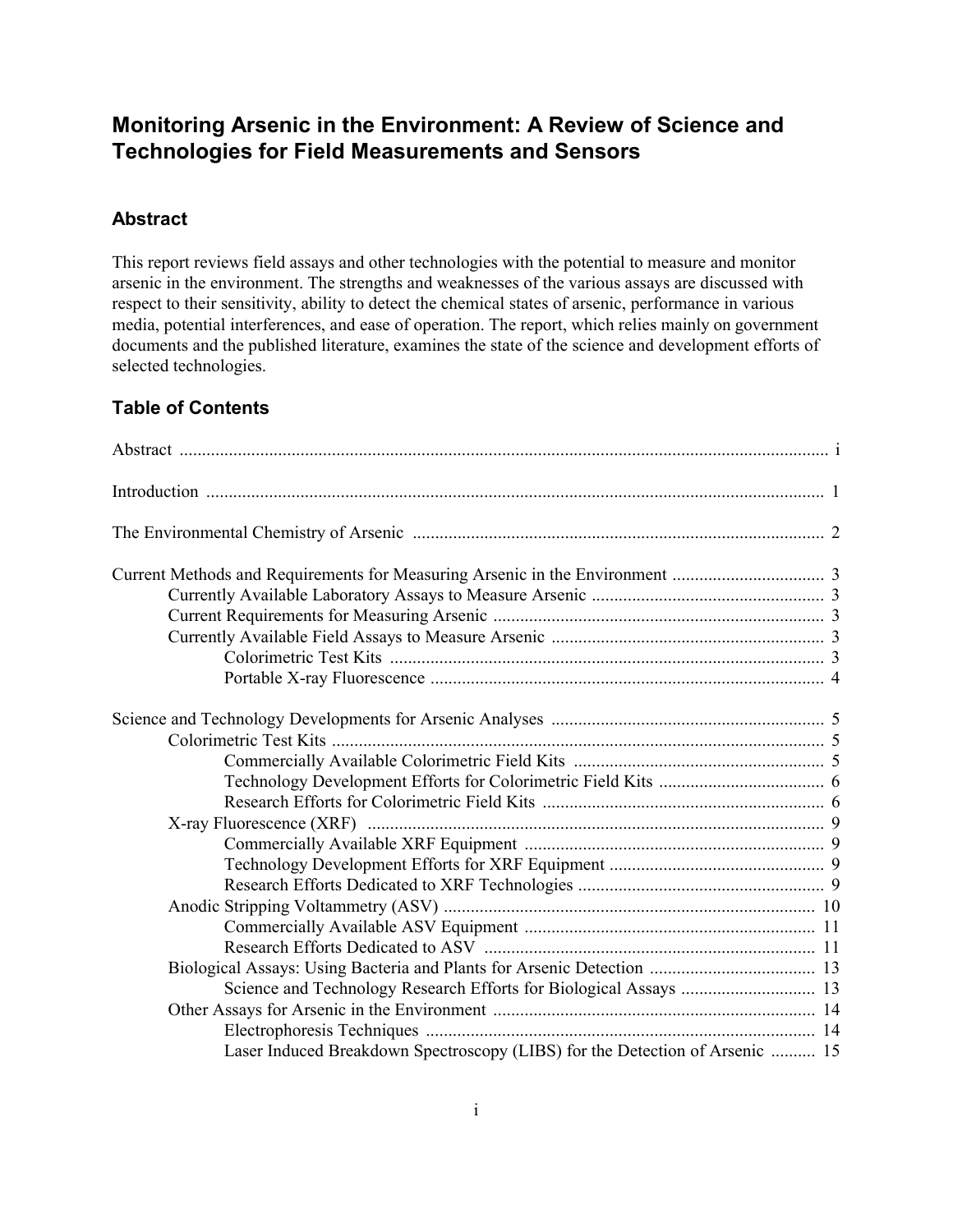# Monitoring Arsenic in the Environment: A Review of Science and Technologies for Field Measurements and Sensors

## Abstract

This report reviews field assays and other technologies with the potential to measure and monitor arsenic in the environment. The strengths and weaknesses of the various assays are discussed with respect to their sensitivity, ability to detect the chemical states of arsenic, performance in various media, potential interferences, and ease of operation. The report, which relies mainly on government documents and the published literature, examines the state of the science and development efforts of selected technologies.

## Table of Contents

Abstract ..... i

Introduction ..... 1

The Environmental Chemistry of Arsenic ..... 2

Current Methods and Requirements for Measuring Arsenic in the Environment ..... 3
- Currently Available Laboratory Assays to Measure Arsenic ..... 3
- Current Requirements for Measuring Arsenic ..... 3
- Currently Available Field Assays to Measure Arsenic ..... 3
  - Colorimetric Test Kits ..... 3
  - Portable X-ray Fluorescence ..... 4

Science and Technology Developments for Arsenic Analyses ..... 5
- Colorimetric Test Kits ..... 5
  - Commercially Available Colorimetric Field Kits ..... 5
  - Technology Development Efforts for Colorimetric Field Kits ..... 6
  - Research Efforts for Colorimetric Field Kits ..... 6
- X-ray Fluorescence (XRF) ..... 9
  - Commercially Available XRF Equipment ..... 9
  - Technology Development Efforts for XRF Equipment ..... 9
  - Research Efforts Dedicated to XRF Technologies ..... 9
- Anodic Stripping Voltammetry (ASV) ..... 10
  - Commercially Available ASV Equipment ..... 11
  - Research Efforts Dedicated to ASV ..... 11
- Biological Assays: Using Bacteria and Plants for Arsenic Detection ..... 13
  - Science and Technology Research Efforts for Biological Assays ..... 13
- Other Assays for Arsenic in the Environment ..... 14
  - Electrophoresis Techniques ..... 14
  - Laser Induced Breakdown Spectroscopy (LIBS) for the Detection of Arsenic ..... 15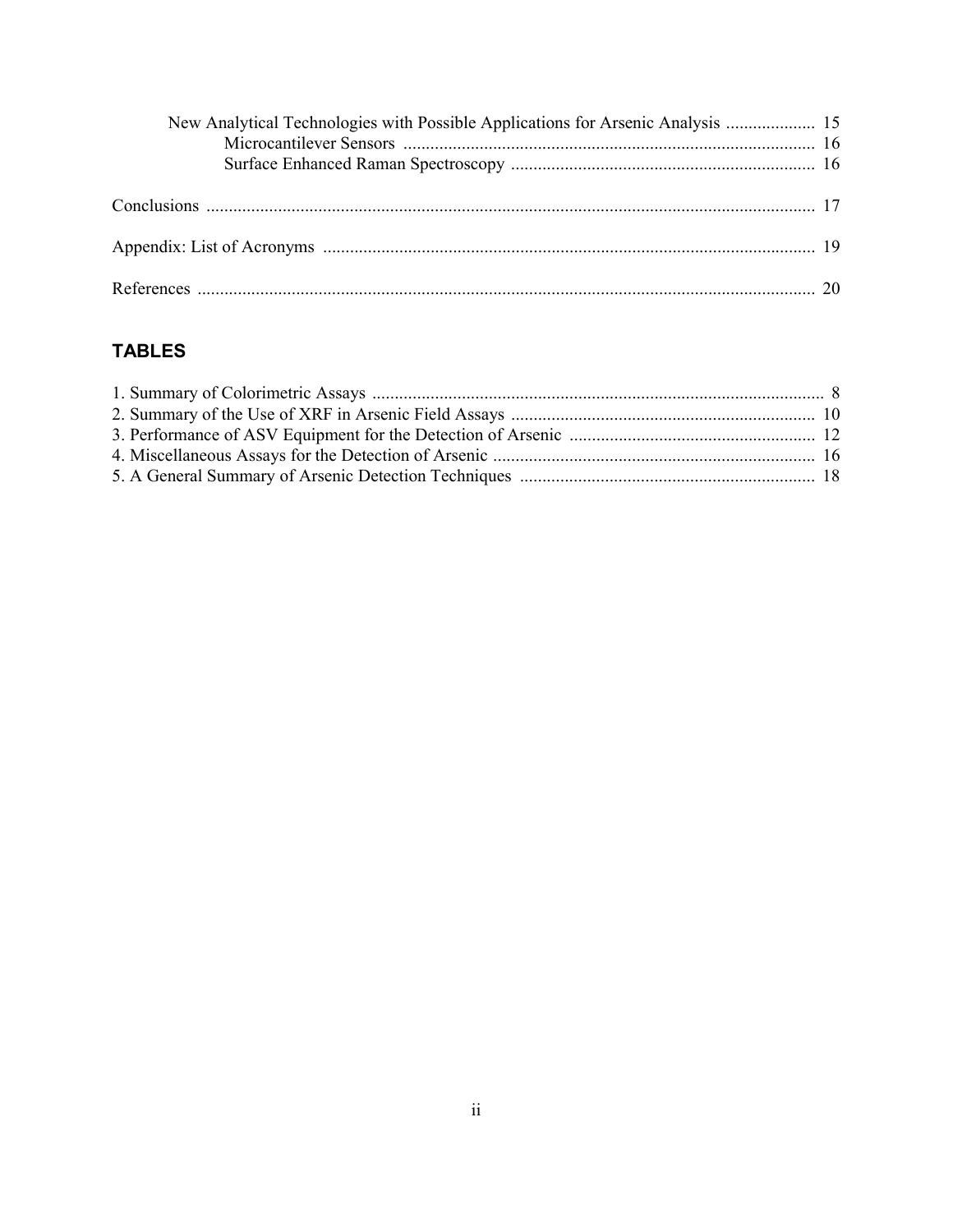New Analytical Technologies with Possible Applications for Arsenic Analysis .................... 15
    Microcantilever Sensors ............................................................................................ 16
    Surface Enhanced Raman Spectroscopy .................................................................... 16

Conclusions ........................................................................................................................ 17

Appendix: List of Acronyms ............................................................................................. 19

References .......................................................................................................................... 20

## TABLES

1. Summary of Colorimetric Assays ...................................................................................... 8
2. Summary of the Use of XRF in Arsenic Field Assays .................................................... 10
3. Performance of ASV Equipment for the Detection of Arsenic ....................................... 12
4. Miscellaneous Assays for the Detection of Arsenic ........................................................ 16
5. A General Summary of Arsenic Detection Techniques .................................................. 18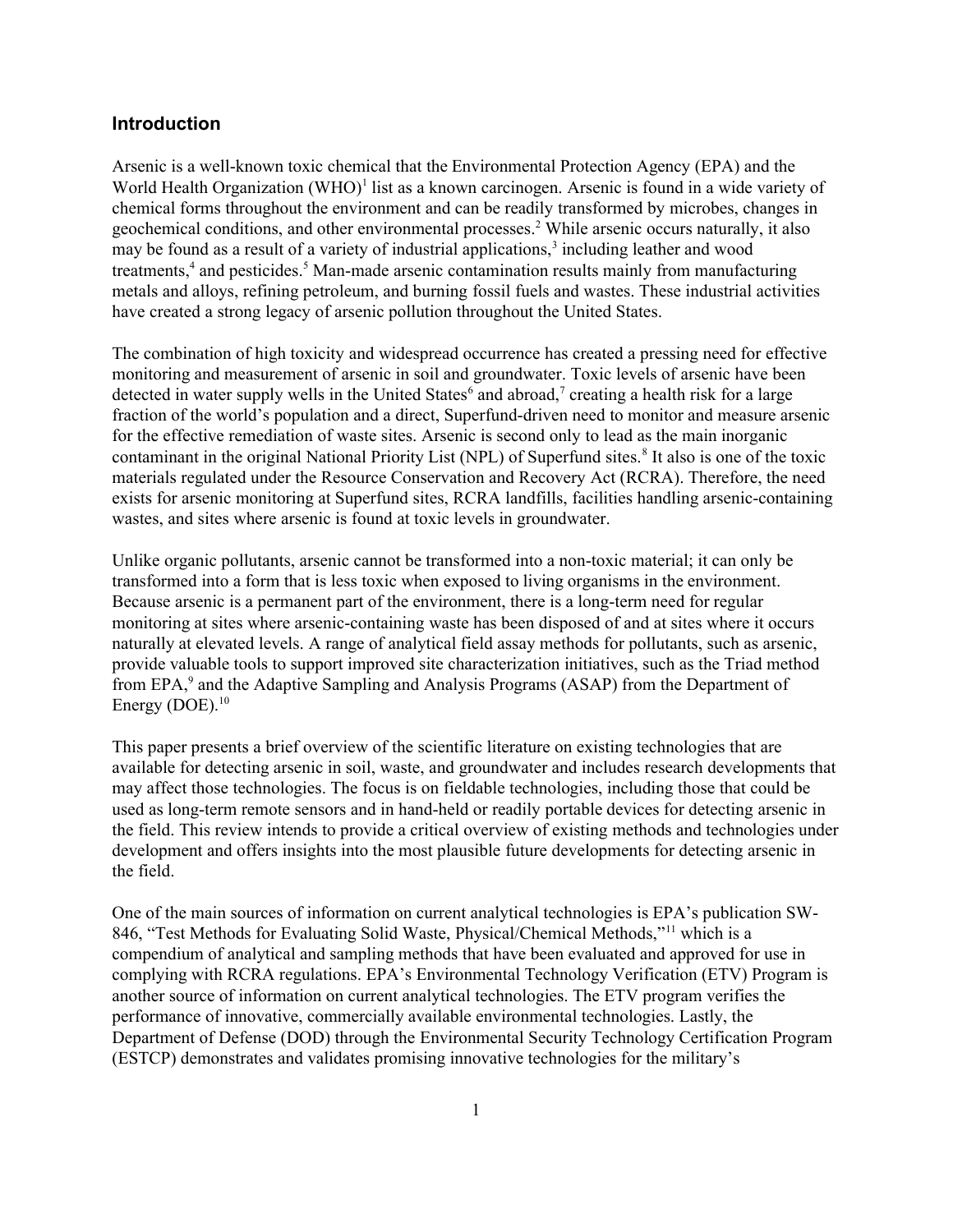## Introduction

Arsenic is a well-known toxic chemical that the Environmental Protection Agency (EPA) and the World Health Organization (WHO)[1] list as a known carcinogen. Arsenic is found in a wide variety of chemical forms throughout the environment and can be readily transformed by microbes, changes in geochemical conditions, and other environmental processes.[2] While arsenic occurs naturally, it also may be found as a result of a variety of industrial applications,[3] including leather and wood treatments,[4] and pesticides.[5] Man-made arsenic contamination results mainly from manufacturing metals and alloys, refining petroleum, and burning fossil fuels and wastes. These industrial activities have created a strong legacy of arsenic pollution throughout the United States.

The combination of high toxicity and widespread occurrence has created a pressing need for effective monitoring and measurement of arsenic in soil and groundwater. Toxic levels of arsenic have been detected in water supply wells in the United States[6] and abroad,[7] creating a health risk for a large fraction of the world's population and a direct, Superfund-driven need to monitor and measure arsenic for the effective remediation of waste sites. Arsenic is second only to lead as the main inorganic contaminant in the original National Priority List (NPL) of Superfund sites.[8] It also is one of the toxic materials regulated under the Resource Conservation and Recovery Act (RCRA). Therefore, the need exists for arsenic monitoring at Superfund sites, RCRA landfills, facilities handling arsenic-containing wastes, and sites where arsenic is found at toxic levels in groundwater.

Unlike organic pollutants, arsenic cannot be transformed into a non-toxic material; it can only be transformed into a form that is less toxic when exposed to living organisms in the environment. Because arsenic is a permanent part of the environment, there is a long-term need for regular monitoring at sites where arsenic-containing waste has been disposed of and at sites where it occurs naturally at elevated levels. A range of analytical field assay methods for pollutants, such as arsenic, provide valuable tools to support improved site characterization initiatives, such as the Triad method from EPA,[9] and the Adaptive Sampling and Analysis Programs (ASAP) from the Department of Energy (DOE).[10]

This paper presents a brief overview of the scientific literature on existing technologies that are available for detecting arsenic in soil, waste, and groundwater and includes research developments that may affect those technologies. The focus is on fieldable technologies, including those that could be used as long-term remote sensors and in hand-held or readily portable devices for detecting arsenic in the field. This review intends to provide a critical overview of existing methods and technologies under development and offers insights into the most plausible future developments for detecting arsenic in the field.

One of the main sources of information on current analytical technologies is EPA's publication SW-846, "Test Methods for Evaluating Solid Waste, Physical/Chemical Methods,"[11] which is a compendium of analytical and sampling methods that have been evaluated and approved for use in complying with RCRA regulations. EPA's Environmental Technology Verification (ETV) Program is another source of information on current analytical technologies. The ETV program verifies the performance of innovative, commercially available environmental technologies. Lastly, the Department of Defense (DOD) through the Environmental Security Technology Certification Program (ESTCP) demonstrates and validates promising innovative technologies for the military's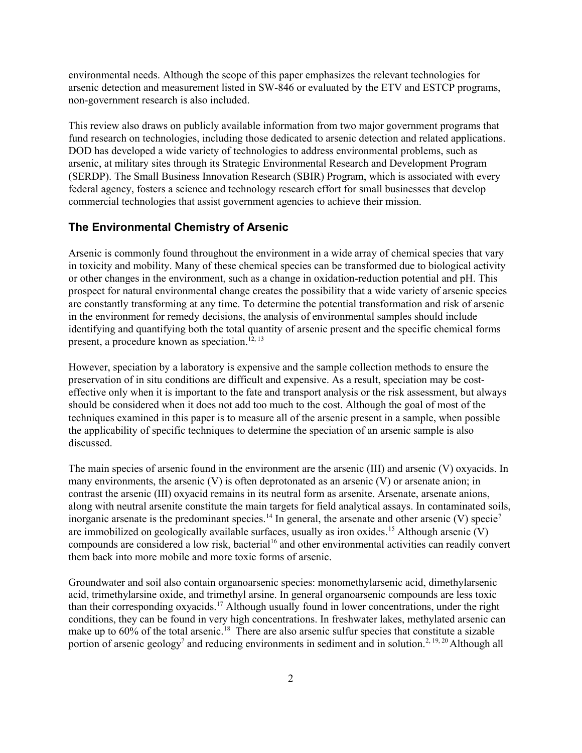environmental needs. Although the scope of this paper emphasizes the relevant technologies for arsenic detection and measurement listed in SW-846 or evaluated by the ETV and ESTCP programs, non-government research is also included.

This review also draws on publicly available information from two major government programs that fund research on technologies, including those dedicated to arsenic detection and related applications. DOD has developed a wide variety of technologies to address environmental problems, such as arsenic, at military sites through its Strategic Environmental Research and Development Program (SERDP). The Small Business Innovation Research (SBIR) Program, which is associated with every federal agency, fosters a science and technology research effort for small businesses that develop commercial technologies that assist government agencies to achieve their mission.

## The Environmental Chemistry of Arsenic

Arsenic is commonly found throughout the environment in a wide array of chemical species that vary in toxicity and mobility. Many of these chemical species can be transformed due to biological activity or other changes in the environment, such as a change in oxidation-reduction potential and pH. This prospect for natural environmental change creates the possibility that a wide variety of arsenic species are constantly transforming at any time. To determine the potential transformation and risk of arsenic in the environment for remedy decisions, the analysis of environmental samples should include identifying and quantifying both the total quantity of arsenic present and the specific chemical forms present, a procedure known as speciation.[12, 13]

However, speciation by a laboratory is expensive and the sample collection methods to ensure the preservation of in situ conditions are difficult and expensive. As a result, speciation may be cost-effective only when it is important to the fate and transport analysis or the risk assessment, but always should be considered when it does not add too much to the cost. Although the goal of most of the techniques examined in this paper is to measure all of the arsenic present in a sample, when possible the applicability of specific techniques to determine the speciation of an arsenic sample is also discussed.

The main species of arsenic found in the environment are the arsenic (III) and arsenic (V) oxyacids. In many environments, the arsenic (V) is often deprotonated as an arsenic (V) or arsenate anion; in contrast the arsenic (III) oxyacid remains in its neutral form as arsenite. Arsenate, arsenate anions, along with neutral arsenite constitute the main targets for field analytical assays. In contaminated soils, inorganic arsenate is the predominant species.[14] In general, the arsenate and other arsenic (V) specie[7] are immobilized on geologically available surfaces, usually as iron oxides.[15] Although arsenic (V) compounds are considered a low risk, bacterial[16] and other environmental activities can readily convert them back into more mobile and more toxic forms of arsenic.

Groundwater and soil also contain organoarsenic species: monomethylarsenic acid, dimethylarsenic acid, trimethylarsine oxide, and trimethyl arsine. In general organoarsenic compounds are less toxic than their corresponding oxyacids.[17] Although usually found in lower concentrations, under the right conditions, they can be found in very high concentrations. In freshwater lakes, methylated arsenic can make up to 60% of the total arsenic.[18] There are also arsenic sulfur species that constitute a sizable portion of arsenic geology[7] and reducing environments in sediment and in solution.[2, 19, 20] Although all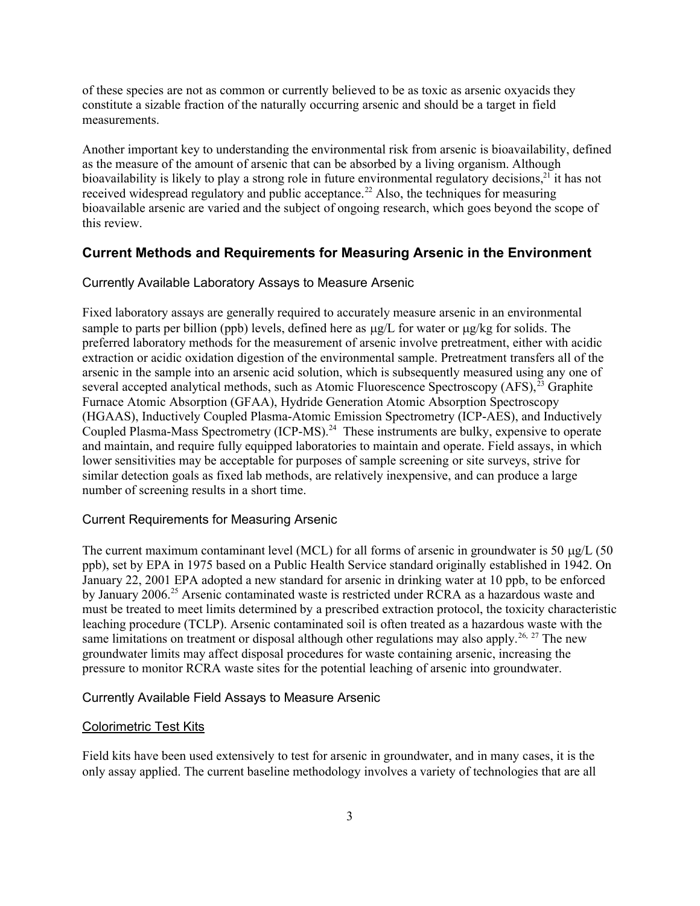of these species are not as common or currently believed to be as toxic as arsenic oxyacids they constitute a sizable fraction of the naturally occurring arsenic and should be a target in field measurements.

Another important key to understanding the environmental risk from arsenic is bioavailability, defined as the measure of the amount of arsenic that can be absorbed by a living organism. Although bioavailability is likely to play a strong role in future environmental regulatory decisions,[21] it has not received widespread regulatory and public acceptance.[22] Also, the techniques for measuring bioavailable arsenic are varied and the subject of ongoing research, which goes beyond the scope of this review.

## Current Methods and Requirements for Measuring Arsenic in the Environment

### Currently Available Laboratory Assays to Measure Arsenic

Fixed laboratory assays are generally required to accurately measure arsenic in an environmental sample to parts per billion (ppb) levels, defined here as μg/L for water or μg/kg for solids. The preferred laboratory methods for the measurement of arsenic involve pretreatment, either with acidic extraction or acidic oxidation digestion of the environmental sample. Pretreatment transfers all of the arsenic in the sample into an arsenic acid solution, which is subsequently measured using any one of several accepted analytical methods, such as Atomic Fluorescence Spectroscopy (AFS),[23] Graphite Furnace Atomic Absorption (GFAA), Hydride Generation Atomic Absorption Spectroscopy (HGAAS), Inductively Coupled Plasma-Atomic Emission Spectrometry (ICP-AES), and Inductively Coupled Plasma-Mass Spectrometry (ICP-MS).[24] These instruments are bulky, expensive to operate and maintain, and require fully equipped laboratories to maintain and operate. Field assays, in which lower sensitivities may be acceptable for purposes of sample screening or site surveys, strive for similar detection goals as fixed lab methods, are relatively inexpensive, and can produce a large number of screening results in a short time.

### Current Requirements for Measuring Arsenic

The current maximum contaminant level (MCL) for all forms of arsenic in groundwater is 50 μg/L (50 ppb), set by EPA in 1975 based on a Public Health Service standard originally established in 1942. On January 22, 2001 EPA adopted a new standard for arsenic in drinking water at 10 ppb, to be enforced by January 2006.[25] Arsenic contaminated waste is restricted under RCRA as a hazardous waste and must be treated to meet limits determined by a prescribed extraction protocol, the toxicity characteristic leaching procedure (TCLP). Arsenic contaminated soil is often treated as a hazardous waste with the same limitations on treatment or disposal although other regulations may also apply.[26, 27] The new groundwater limits may affect disposal procedures for waste containing arsenic, increasing the pressure to monitor RCRA waste sites for the potential leaching of arsenic into groundwater.

### Currently Available Field Assays to Measure Arsenic

#### Colorimetric Test Kits

Field kits have been used extensively to test for arsenic in groundwater, and in many cases, it is the only assay applied. The current baseline methodology involves a variety of technologies that are all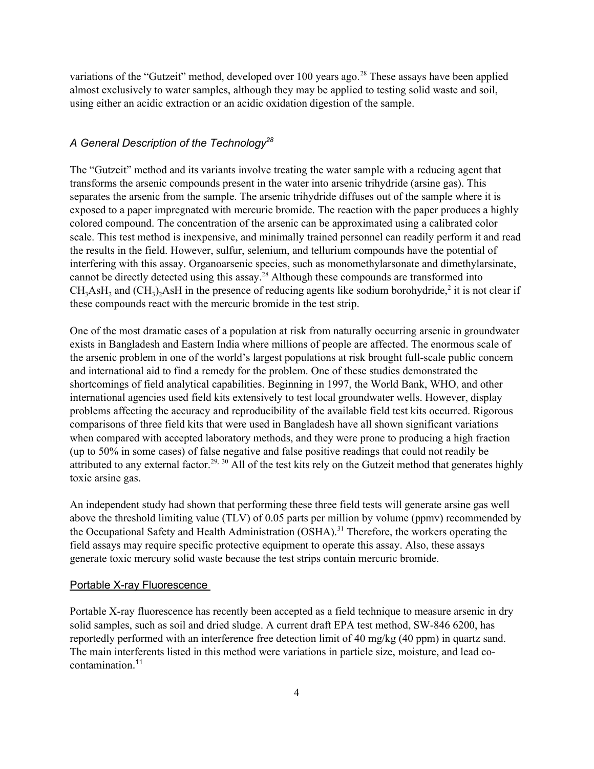variations of the "Gutzeit" method, developed over 100 years ago.[28] These assays have been applied almost exclusively to water samples, although they may be applied to testing solid waste and soil, using either an acidic extraction or an acidic oxidation digestion of the sample.

### *A General Description of the Technology[28]*

The "Gutzeit" method and its variants involve treating the water sample with a reducing agent that transforms the arsenic compounds present in the water into arsenic trihydride (arsine gas). This separates the arsenic from the sample. The arsenic trihydride diffuses out of the sample where it is exposed to a paper impregnated with mercuric bromide. The reaction with the paper produces a highly colored compound. The concentration of the arsenic can be approximated using a calibrated color scale. This test method is inexpensive, and minimally trained personnel can readily perform it and read the results in the field. However, sulfur, selenium, and tellurium compounds have the potential of interfering with this assay. Organoarsenic species, such as monomethylarsonate and dimethylarsinate, cannot be directly detected using this assay.[28] Although these compounds are transformed into $CH_3AsH_2$ and $(CH_3)_2AsH$ in the presence of reducing agents like sodium borohydride,[2] it is not clear if these compounds react with the mercuric bromide in the test strip.

One of the most dramatic cases of a population at risk from naturally occurring arsenic in groundwater exists in Bangladesh and Eastern India where millions of people are affected. The enormous scale of the arsenic problem in one of the world's largest populations at risk brought full-scale public concern and international aid to find a remedy for the problem. One of these studies demonstrated the shortcomings of field analytical capabilities. Beginning in 1997, the World Bank, WHO, and other international agencies used field kits extensively to test local groundwater wells. However, display problems affecting the accuracy and reproducibility of the available field test kits occurred. Rigorous comparisons of three field kits that were used in Bangladesh have all shown significant variations when compared with accepted laboratory methods, and they were prone to producing a high fraction (up to 50% in some cases) of false negative and false positive readings that could not readily be attributed to any external factor.[29, 30] All of the test kits rely on the Gutzeit method that generates highly toxic arsine gas.

An independent study had shown that performing these three field tests will generate arsine gas well above the threshold limiting value (TLV) of 0.05 parts per million by volume (ppmv) recommended by the Occupational Safety and Health Administration (OSHA).[31] Therefore, the workers operating the field assays may require specific protective equipment to operate this assay. Also, these assays generate toxic mercury solid waste because the test strips contain mercuric bromide.

### Portable X-ray Fluorescence

Portable X-ray fluorescence has recently been accepted as a field technique to measure arsenic in dry solid samples, such as soil and dried sludge. A current draft EPA test method, SW-846 6200, has reportedly performed with an interference free detection limit of 40 mg/kg (40 ppm) in quartz sand. The main interferents listed in this method were variations in particle size, moisture, and lead co-contamination.[11]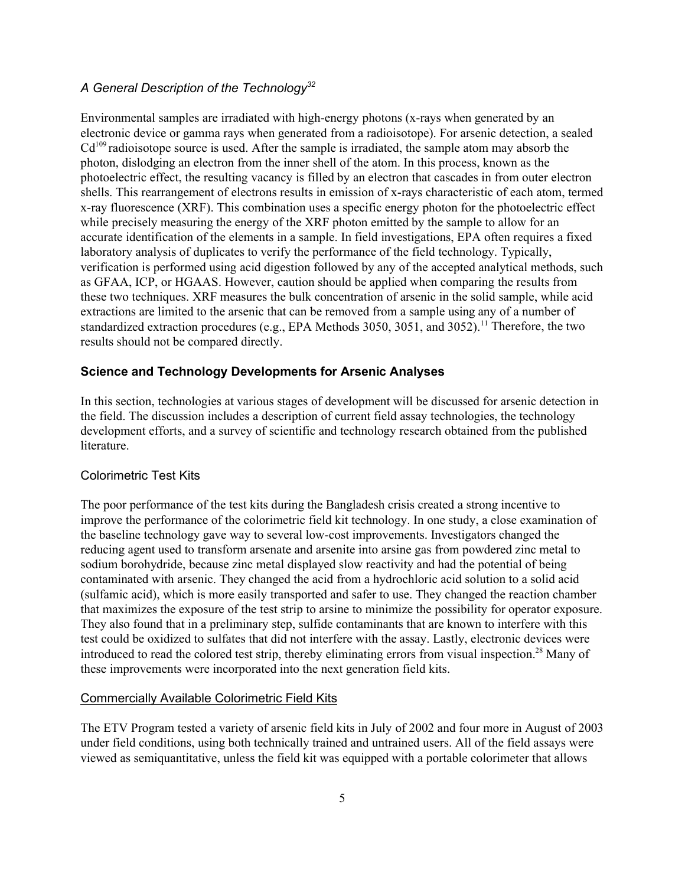### *A General Description of the Technology*[32]

Environmental samples are irradiated with high-energy photons (x-rays when generated by an electronic device or gamma rays when generated from a radioisotope). For arsenic detection, a sealed $Cd^{109}$ radioisotope source is used. After the sample is irradiated, the sample atom may absorb the photon, dislodging an electron from the inner shell of the atom. In this process, known as the photoelectric effect, the resulting vacancy is filled by an electron that cascades in from outer electron shells. This rearrangement of electrons results in emission of x-rays characteristic of each atom, termed x-ray fluorescence (XRF). This combination uses a specific energy photon for the photoelectric effect while precisely measuring the energy of the XRF photon emitted by the sample to allow for an accurate identification of the elements in a sample. In field investigations, EPA often requires a fixed laboratory analysis of duplicates to verify the performance of the field technology. Typically, verification is performed using acid digestion followed by any of the accepted analytical methods, such as GFAA, ICP, or HGAAS. However, caution should be applied when comparing the results from these two techniques. XRF measures the bulk concentration of arsenic in the solid sample, while acid extractions are limited to the arsenic that can be removed from a sample using any of a number of standardized extraction procedures (e.g., EPA Methods 3050, 3051, and 3052).[11] Therefore, the two results should not be compared directly.

## Science and Technology Developments for Arsenic Analyses

In this section, technologies at various stages of development will be discussed for arsenic detection in the field. The discussion includes a description of current field assay technologies, the technology development efforts, and a survey of scientific and technology research obtained from the published literature.

### Colorimetric Test Kits

The poor performance of the test kits during the Bangladesh crisis created a strong incentive to improve the performance of the colorimetric field kit technology. In one study, a close examination of the baseline technology gave way to several low-cost improvements. Investigators changed the reducing agent used to transform arsenate and arsenite into arsine gas from powdered zinc metal to sodium borohydride, because zinc metal displayed slow reactivity and had the potential of being contaminated with arsenic. They changed the acid from a hydrochloric acid solution to a solid acid (sulfamic acid), which is more easily transported and safer to use. They changed the reaction chamber that maximizes the exposure of the test strip to arsine to minimize the possibility for operator exposure. They also found that in a preliminary step, sulfide contaminants that are known to interfere with this test could be oxidized to sulfates that did not interfere with the assay. Lastly, electronic devices were introduced to read the colored test strip, thereby eliminating errors from visual inspection.[28] Many of these improvements were incorporated into the next generation field kits.

#### Commercially Available Colorimetric Field Kits

The ETV Program tested a variety of arsenic field kits in July of 2002 and four more in August of 2003 under field conditions, using both technically trained and untrained users. All of the field assays were viewed as semiquantitative, unless the field kit was equipped with a portable colorimeter that allows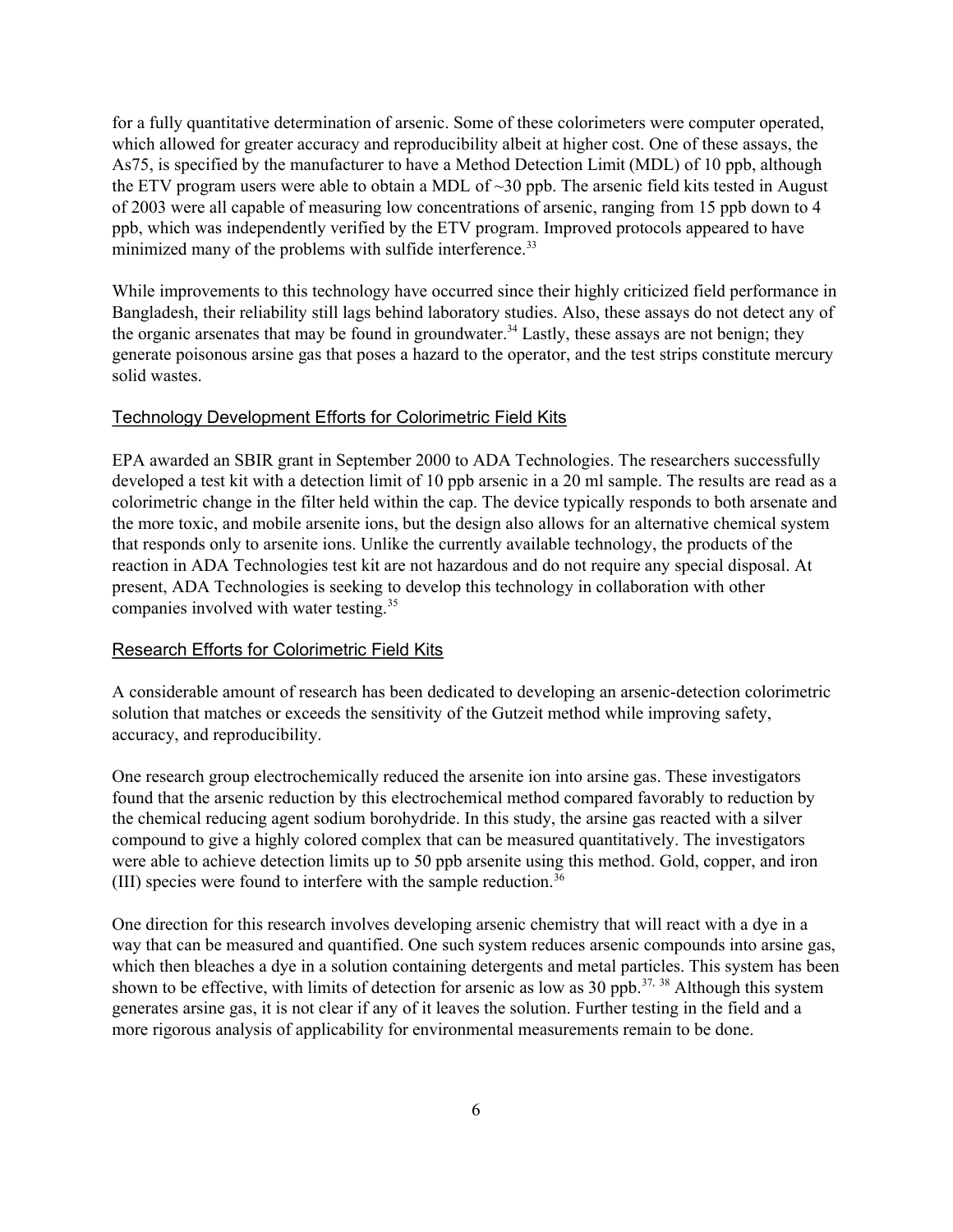for a fully quantitative determination of arsenic. Some of these colorimeters were computer operated, which allowed for greater accuracy and reproducibility albeit at higher cost. One of these assays, the As75, is specified by the manufacturer to have a Method Detection Limit (MDL) of 10 ppb, although the ETV program users were able to obtain a MDL of ~30 ppb. The arsenic field kits tested in August of 2003 were all capable of measuring low concentrations of arsenic, ranging from 15 ppb down to 4 ppb, which was independently verified by the ETV program. Improved protocols appeared to have minimized many of the problems with sulfide interference.[33]

While improvements to this technology have occurred since their highly criticized field performance in Bangladesh, their reliability still lags behind laboratory studies. Also, these assays do not detect any of the organic arsenates that may be found in groundwater.[34] Lastly, these assays are not benign; they generate poisonous arsine gas that poses a hazard to the operator, and the test strips constitute mercury solid wastes.

## Technology Development Efforts for Colorimetric Field Kits

EPA awarded an SBIR grant in September 2000 to ADA Technologies. The researchers successfully developed a test kit with a detection limit of 10 ppb arsenic in a 20 ml sample. The results are read as a colorimetric change in the filter held within the cap. The device typically responds to both arsenate and the more toxic, and mobile arsenite ions, but the design also allows for an alternative chemical system that responds only to arsenite ions. Unlike the currently available technology, the products of the reaction in ADA Technologies test kit are not hazardous and do not require any special disposal. At present, ADA Technologies is seeking to develop this technology in collaboration with other companies involved with water testing.[35]

## Research Efforts for Colorimetric Field Kits

A considerable amount of research has been dedicated to developing an arsenic-detection colorimetric solution that matches or exceeds the sensitivity of the Gutzeit method while improving safety, accuracy, and reproducibility.

One research group electrochemically reduced the arsenite ion into arsine gas. These investigators found that the arsenic reduction by this electrochemical method compared favorably to reduction by the chemical reducing agent sodium borohydride. In this study, the arsine gas reacted with a silver compound to give a highly colored complex that can be measured quantitatively. The investigators were able to achieve detection limits up to 50 ppb arsenite using this method. Gold, copper, and iron (III) species were found to interfere with the sample reduction.[36]

One direction for this research involves developing arsenic chemistry that will react with a dye in a way that can be measured and quantified. One such system reduces arsenic compounds into arsine gas, which then bleaches a dye in a solution containing detergents and metal particles. This system has been shown to be effective, with limits of detection for arsenic as low as 30 ppb.[37, 38] Although this system generates arsine gas, it is not clear if any of it leaves the solution. Further testing in the field and a more rigorous analysis of applicability for environmental measurements remain to be done.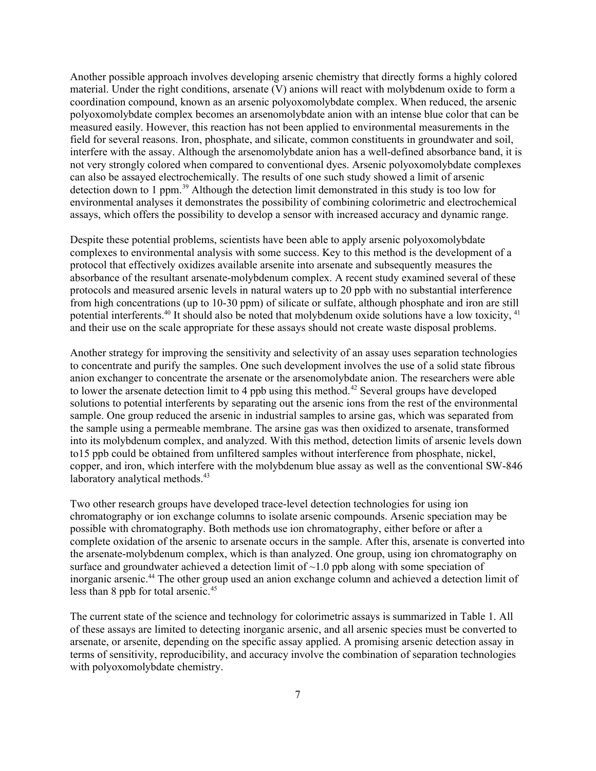Another possible approach involves developing arsenic chemistry that directly forms a highly colored material. Under the right conditions, arsenate (V) anions will react with molybdenum oxide to form a coordination compound, known as an arsenic polyoxomolybdate complex. When reduced, the arsenic polyoxomolybdate complex becomes an arsenomolybdate anion with an intense blue color that can be measured easily. However, this reaction has not been applied to environmental measurements in the field for several reasons. Iron, phosphate, and silicate, common constituents in groundwater and soil, interfere with the assay. Although the arsenomolybdate anion has a well-defined absorbance band, it is not very strongly colored when compared to conventional dyes. Arsenic polyoxomolybdate complexes can also be assayed electrochemically. The results of one such study showed a limit of arsenic detection down to 1 ppm.[39] Although the detection limit demonstrated in this study is too low for environmental analyses it demonstrates the possibility of combining colorimetric and electrochemical assays, which offers the possibility to develop a sensor with increased accuracy and dynamic range.

Despite these potential problems, scientists have been able to apply arsenic polyoxomolybdate complexes to environmental analysis with some success. Key to this method is the development of a protocol that effectively oxidizes available arsenite into arsenate and subsequently measures the absorbance of the resultant arsenate-molybdenum complex. A recent study examined several of these protocols and measured arsenic levels in natural waters up to 20 ppb with no substantial interference from high concentrations (up to 10-30 ppm) of silicate or sulfate, although phosphate and iron are still potential interferents.[40] It should also be noted that molybdenum oxide solutions have a low toxicity, [41] and their use on the scale appropriate for these assays should not create waste disposal problems.

Another strategy for improving the sensitivity and selectivity of an assay uses separation technologies to concentrate and purify the samples. One such development involves the use of a solid state fibrous anion exchanger to concentrate the arsenate or the arsenomolybdate anion. The researchers were able to lower the arsenate detection limit to 4 ppb using this method.[42] Several groups have developed solutions to potential interferents by separating out the arsenic ions from the rest of the environmental sample. One group reduced the arsenic in industrial samples to arsine gas, which was separated from the sample using a permeable membrane. The arsine gas was then oxidized to arsenate, transformed into its molybdenum complex, and analyzed. With this method, detection limits of arsenic levels down to15 ppb could be obtained from unfiltered samples without interference from phosphate, nickel, copper, and iron, which interfere with the molybdenum blue assay as well as the conventional SW-846 laboratory analytical methods.[43]

Two other research groups have developed trace-level detection technologies for using ion chromatography or ion exchange columns to isolate arsenic compounds. Arsenic speciation may be possible with chromatography. Both methods use ion chromatography, either before or after a complete oxidation of the arsenic to arsenate occurs in the sample. After this, arsenate is converted into the arsenate-molybdenum complex, which is than analyzed. One group, using ion chromatography on surface and groundwater achieved a detection limit of ~1.0 ppb along with some speciation of inorganic arsenic.[44] The other group used an anion exchange column and achieved a detection limit of less than 8 ppb for total arsenic.[45]

The current state of the science and technology for colorimetric assays is summarized in Table 1. All of these assays are limited to detecting inorganic arsenic, and all arsenic species must be converted to arsenate, or arsenite, depending on the specific assay applied. A promising arsenic detection assay in terms of sensitivity, reproducibility, and accuracy involve the combination of separation technologies with polyoxomolybdate chemistry.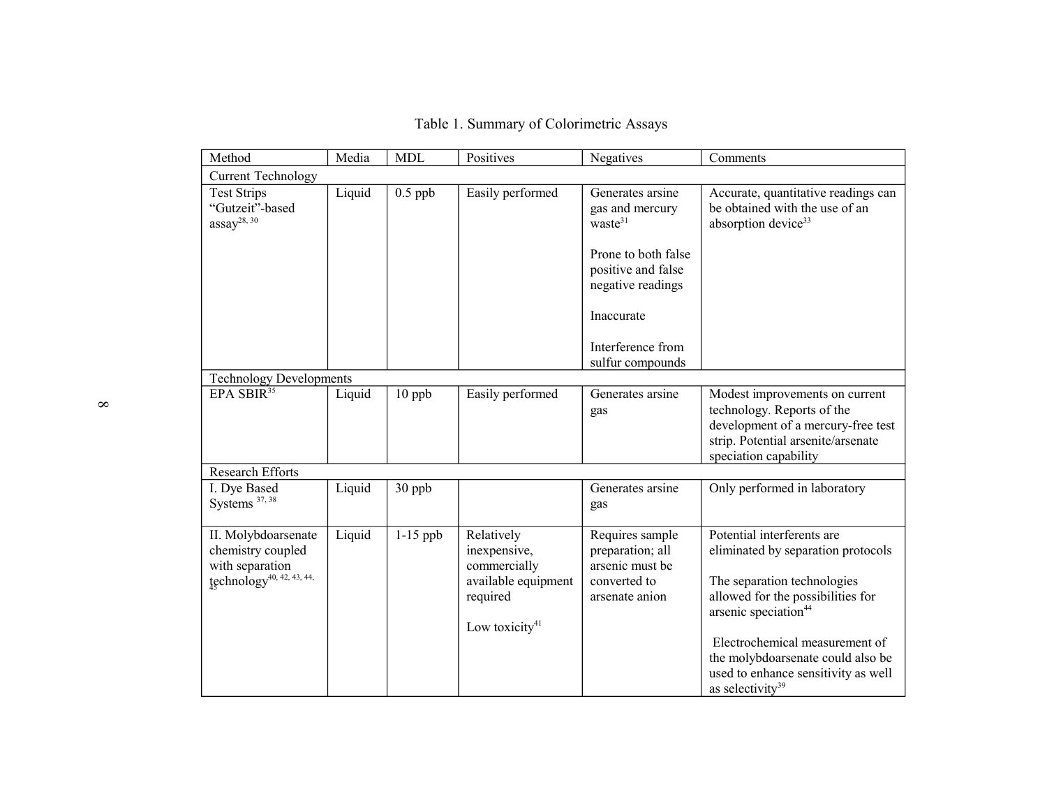Table 1. Summary of Colorimetric Assays

| Method | Media | MDL | Positives | Negatives | Comments |
|---|---|---|---|---|---|
| Current Technology | | | | | |
| Test Strips "Gutzeit"-based assay[28, 30] | Liquid | 0.5 ppb | Easily performed | Generates arsine gas and mercury waste[31]<br><br>Prone to both false positive and false negative readings<br><br>Inaccurate<br><br>Interference from sulfur compounds | Accurate, quantitative readings can be obtained with the use of an absorption device[33] |
| Technology Developments | | | | | |
| EPA SBIR[35] | Liquid | 10 ppb | Easily performed | Generates arsine gas | Modest improvements on current technology. Reports of the development of a mercury-free test strip. Potential arsenite/arsenate speciation capability |
| Research Efforts | | | | | |
| I. Dye Based Systems [37, 38] | Liquid | 30 ppb | | Generates arsine gas | Only performed in laboratory |
| II. Molybdoarsenate chemistry coupled with separation technology[40, 42, 43, 44, 45] | Liquid | 1-15 ppb | Relatively inexpensive, commercially available equipment required<br><br>Low toxicity[41] | Requires sample preparation; all arsenic must be converted to arsenate anion | Potential interferents are eliminated by separation protocols<br><br>The separation technologies allowed for the possibilities for arsenic speciation[44]<br><br>Electrochemical measurement of the molybdoarsenate could also be used to enhance sensitivity as well as selectivity[39] |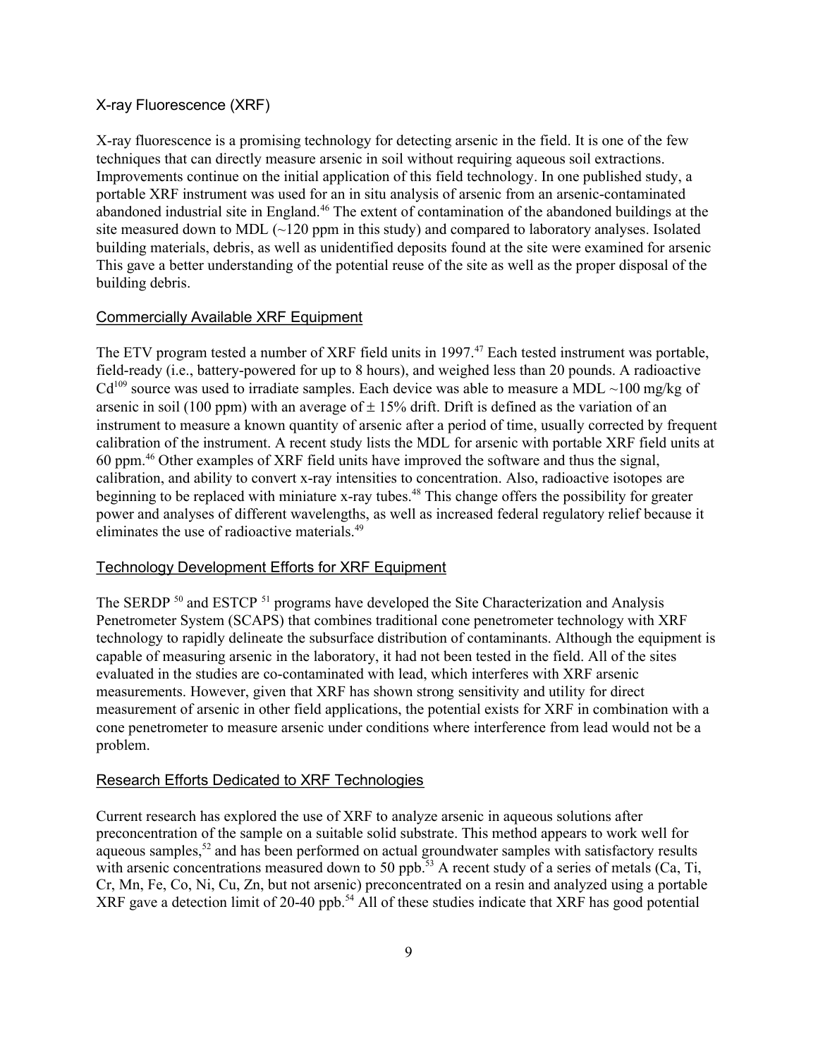### X-ray Fluorescence (XRF)

X-ray fluorescence is a promising technology for detecting arsenic in the field. It is one of the few techniques that can directly measure arsenic in soil without requiring aqueous soil extractions. Improvements continue on the initial application of this field technology. In one published study, a portable XRF instrument was used for an in situ analysis of arsenic from an arsenic-contaminated abandoned industrial site in England.[46] The extent of contamination of the abandoned buildings at the site measured down to MDL (~120 ppm in this study) and compared to laboratory analyses. Isolated building materials, debris, as well as unidentified deposits found at the site were examined for arsenic This gave a better understanding of the potential reuse of the site as well as the proper disposal of the building debris.

#### Commercially Available XRF Equipment

The ETV program tested a number of XRF field units in 1997.[47] Each tested instrument was portable, field-ready (i.e., battery-powered for up to 8 hours), and weighed less than 20 pounds. A radioactive $Cd^{109}$ source was used to irradiate samples. Each device was able to measure a MDL ~100 mg/kg of arsenic in soil (100 ppm) with an average of $\pm$ 15% drift. Drift is defined as the variation of an instrument to measure a known quantity of arsenic after a period of time, usually corrected by frequent calibration of the instrument. A recent study lists the MDL for arsenic with portable XRF field units at 60 ppm.[46] Other examples of XRF field units have improved the software and thus the signal, calibration, and ability to convert x-ray intensities to concentration. Also, radioactive isotopes are beginning to be replaced with miniature x-ray tubes.[48] This change offers the possibility for greater power and analyses of different wavelengths, as well as increased federal regulatory relief because it eliminates the use of radioactive materials.[49]

#### Technology Development Efforts for XRF Equipment

The SERDP [50] and ESTCP [51] programs have developed the Site Characterization and Analysis Penetrometer System (SCAPS) that combines traditional cone penetrometer technology with XRF technology to rapidly delineate the subsurface distribution of contaminants. Although the equipment is capable of measuring arsenic in the laboratory, it had not been tested in the field. All of the sites evaluated in the studies are co-contaminated with lead, which interferes with XRF arsenic measurements. However, given that XRF has shown strong sensitivity and utility for direct measurement of arsenic in other field applications, the potential exists for XRF in combination with a cone penetrometer to measure arsenic under conditions where interference from lead would not be a problem.

#### Research Efforts Dedicated to XRF Technologies

Current research has explored the use of XRF to analyze arsenic in aqueous solutions after preconcentration of the sample on a suitable solid substrate. This method appears to work well for aqueous samples,[52] and has been performed on actual groundwater samples with satisfactory results with arsenic concentrations measured down to 50 ppb.[53] A recent study of a series of metals (Ca, Ti, Cr, Mn, Fe, Co, Ni, Cu, Zn, but not arsenic) preconcentrated on a resin and analyzed using a portable XRF gave a detection limit of 20-40 ppb.[54] All of these studies indicate that XRF has good potential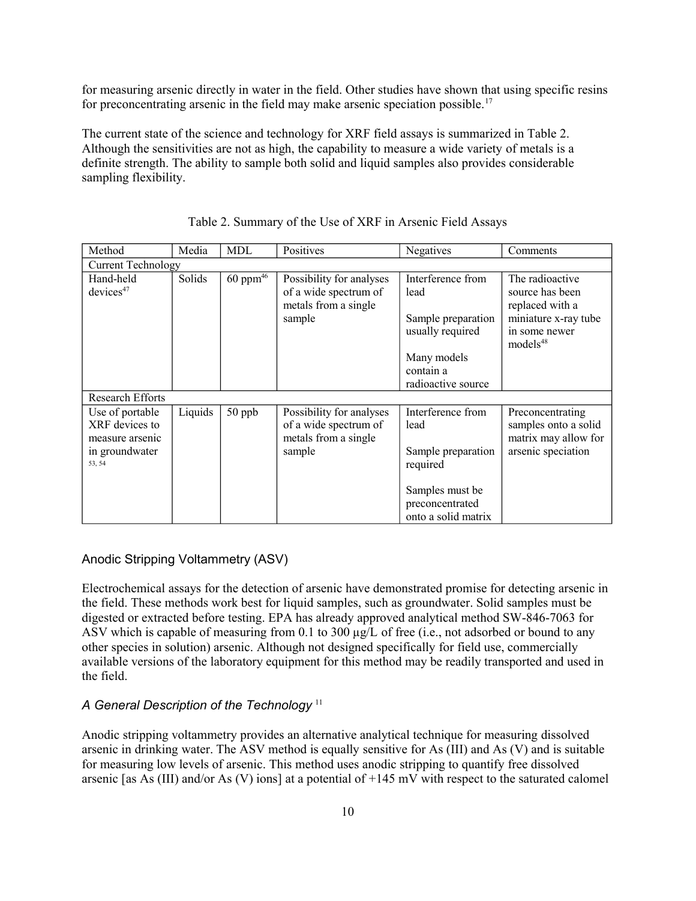for measuring arsenic directly in water in the field. Other studies have shown that using specific resins for preconcentrating arsenic in the field may make arsenic speciation possible.[17]

The current state of the science and technology for XRF field assays is summarized in Table 2. Although the sensitivities are not as high, the capability to measure a wide variety of metals is a definite strength. The ability to sample both solid and liquid samples also provides considerable sampling flexibility.

Table 2. Summary of the Use of XRF in Arsenic Field Assays

| Method | Media | MDL | Positives | Negatives | Comments |
|---|---|---|---|---|---|
| Current Technology | | | | | |
| Hand-held devices[47] | Solids | 60 ppm[46] | Possibility for analyses of a wide spectrum of metals from a single sample | Interference from lead<br><br>Sample preparation usually required<br><br>Many models contain a radioactive source | The radioactive source has been replaced with a miniature x-ray tube in some newer models[48] |
| Research Efforts | | | | | |
| Use of portable XRF devices to measure arsenic in groundwater [53, 54] | Liquids | 50 ppb | Possibility for analyses of a wide spectrum of metals from a single sample | Interference from lead<br><br>Sample preparation required<br><br>Samples must be preconcentrated onto a solid matrix | Preconcentrating samples onto a solid matrix may allow for arsenic speciation |

## Anodic Stripping Voltammetry (ASV)

Electrochemical assays for the detection of arsenic have demonstrated promise for detecting arsenic in the field. These methods work best for liquid samples, such as groundwater. Solid samples must be digested or extracted before testing. EPA has already approved analytical method SW-846-7063 for ASV which is capable of measuring from 0.1 to 300 µg/L of free (i.e., not adsorbed or bound to any other species in solution) arsenic. Although not designed specifically for field use, commercially available versions of the laboratory equipment for this method may be readily transported and used in the field.

### *A General Description of the Technology* [11]

Anodic stripping voltammetry provides an alternative analytical technique for measuring dissolved arsenic in drinking water. The ASV method is equally sensitive for As (III) and As (V) and is suitable for measuring low levels of arsenic. This method uses anodic stripping to quantify free dissolved arsenic [as As (III) and/or As (V) ions] at a potential of +145 mV with respect to the saturated calomel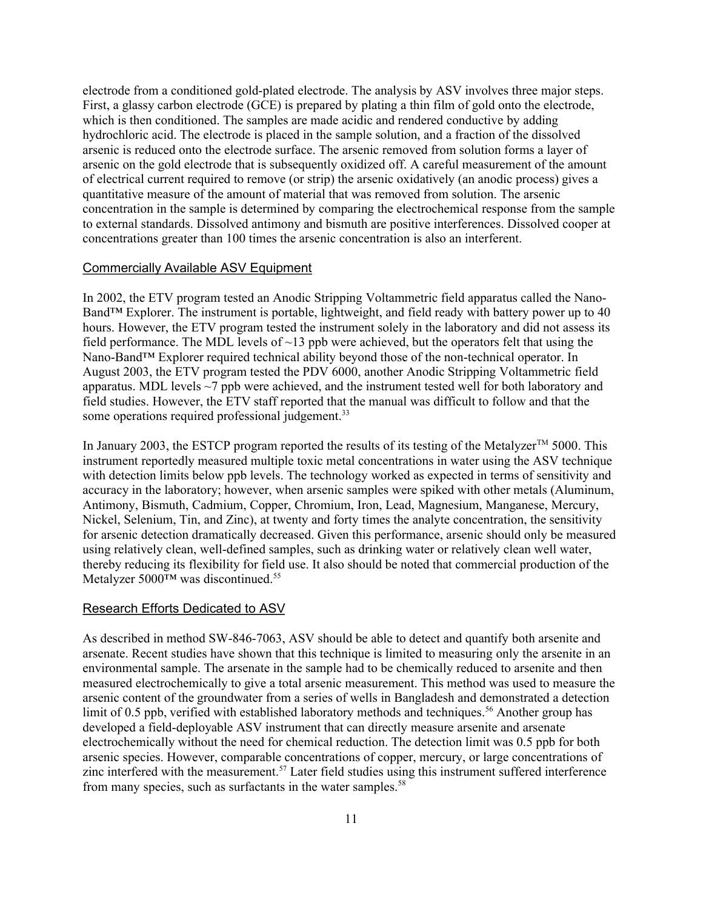electrode from a conditioned gold-plated electrode. The analysis by ASV involves three major steps. First, a glassy carbon electrode (GCE) is prepared by plating a thin film of gold onto the electrode, which is then conditioned. The samples are made acidic and rendered conductive by adding hydrochloric acid. The electrode is placed in the sample solution, and a fraction of the dissolved arsenic is reduced onto the electrode surface. The arsenic removed from solution forms a layer of arsenic on the gold electrode that is subsequently oxidized off. A careful measurement of the amount of electrical current required to remove (or strip) the arsenic oxidatively (an anodic process) gives a quantitative measure of the amount of material that was removed from solution. The arsenic concentration in the sample is determined by comparing the electrochemical response from the sample to external standards. Dissolved antimony and bismuth are positive interferences. Dissolved cooper at concentrations greater than 100 times the arsenic concentration is also an interferent.

## Commercially Available ASV Equipment

In 2002, the ETV program tested an Anodic Stripping Voltammetric field apparatus called the Nano-Band™ Explorer. The instrument is portable, lightweight, and field ready with battery power up to 40 hours. However, the ETV program tested the instrument solely in the laboratory and did not assess its field performance. The MDL levels of ~13 ppb were achieved, but the operators felt that using the Nano-Band™ Explorer required technical ability beyond those of the non-technical operator. In August 2003, the ETV program tested the PDV 6000, another Anodic Stripping Voltammetric field apparatus. MDL levels ~7 ppb were achieved, and the instrument tested well for both laboratory and field studies. However, the ETV staff reported that the manual was difficult to follow and that the some operations required professional judgement.[33]

In January 2003, the ESTCP program reported the results of its testing of the Metalyzer™ 5000. This instrument reportedly measured multiple toxic metal concentrations in water using the ASV technique with detection limits below ppb levels. The technology worked as expected in terms of sensitivity and accuracy in the laboratory; however, when arsenic samples were spiked with other metals (Aluminum, Antimony, Bismuth, Cadmium, Copper, Chromium, Iron, Lead, Magnesium, Manganese, Mercury, Nickel, Selenium, Tin, and Zinc), at twenty and forty times the analyte concentration, the sensitivity for arsenic detection dramatically decreased. Given this performance, arsenic should only be measured using relatively clean, well-defined samples, such as drinking water or relatively clean well water, thereby reducing its flexibility for field use. It also should be noted that commercial production of the Metalyzer 5000™ was discontinued.[55]

## Research Efforts Dedicated to ASV

As described in method SW-846-7063, ASV should be able to detect and quantify both arsenite and arsenate. Recent studies have shown that this technique is limited to measuring only the arsenite in an environmental sample. The arsenate in the sample had to be chemically reduced to arsenite and then measured electrochemically to give a total arsenic measurement. This method was used to measure the arsenic content of the groundwater from a series of wells in Bangladesh and demonstrated a detection limit of 0.5 ppb, verified with established laboratory methods and techniques.[56] Another group has developed a field-deployable ASV instrument that can directly measure arsenite and arsenate electrochemically without the need for chemical reduction. The detection limit was 0.5 ppb for both arsenic species. However, comparable concentrations of copper, mercury, or large concentrations of zinc interfered with the measurement.[57] Later field studies using this instrument suffered interference from many species, such as surfactants in the water samples.[58]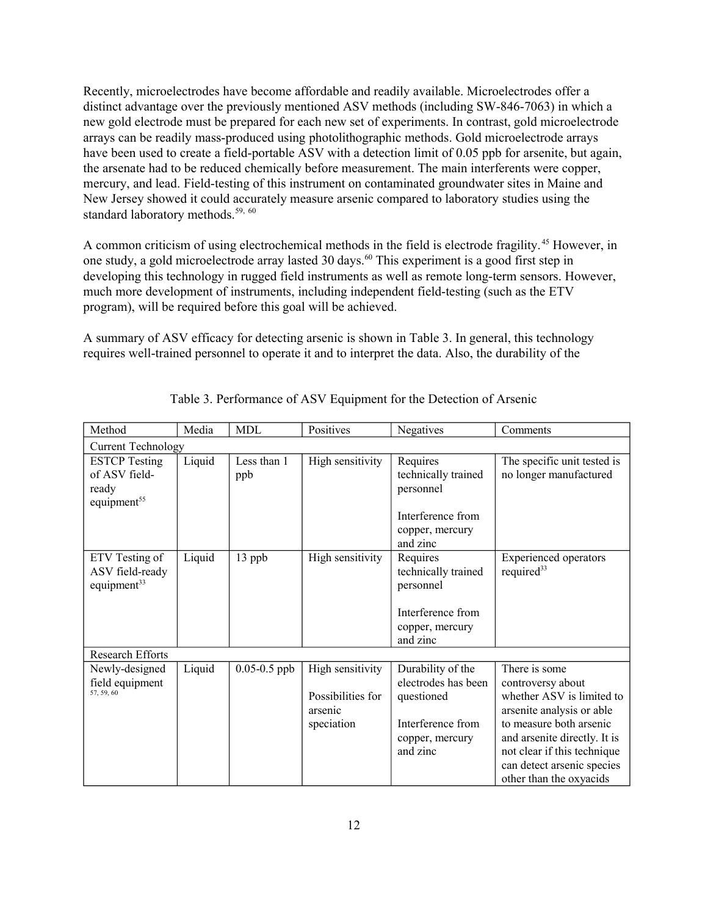Recently, microelectrodes have become affordable and readily available. Microelectrodes offer a distinct advantage over the previously mentioned ASV methods (including SW-846-7063) in which a new gold electrode must be prepared for each new set of experiments. In contrast, gold microelectrode arrays can be readily mass-produced using photolithographic methods. Gold microelectrode arrays have been used to create a field-portable ASV with a detection limit of 0.05 ppb for arsenite, but again, the arsenate had to be reduced chemically before measurement. The main interferents were copper, mercury, and lead. Field-testing of this instrument on contaminated groundwater sites in Maine and New Jersey showed it could accurately measure arsenic compared to laboratory studies using the standard laboratory methods.[59, 60]

A common criticism of using electrochemical methods in the field is electrode fragility.[45] However, in one study, a gold microelectrode array lasted 30 days.[60] This experiment is a good first step in developing this technology in rugged field instruments as well as remote long-term sensors. However, much more development of instruments, including independent field-testing (such as the ETV program), will be required before this goal will be achieved.

A summary of ASV efficacy for detecting arsenic is shown in Table 3. In general, this technology requires well-trained personnel to operate it and to interpret the data. Also, the durability of the

Table 3. Performance of ASV Equipment for the Detection of Arsenic

| Method | Media | MDL | Positives | Negatives | Comments |
|---|---|---|---|---|---|
| Current Technology | | | | | |
| ESTCP Testing of ASV field-ready equipment[55] | Liquid | Less than 1 ppb | High sensitivity | Requires technically trained personnel<br><br>Interference from copper, mercury and zinc | The specific unit tested is no longer manufactured |
| ETV Testing of ASV field-ready equipment[33] | Liquid | 13 ppb | High sensitivity | Requires technically trained personnel<br><br>Interference from copper, mercury and zinc | Experienced operators required[33] |
| Research Efforts | | | | | |
| Newly-designed field equipment [57, 59, 60] | Liquid | 0.05-0.5 ppb | High sensitivity<br><br>Possibilities for arsenic speciation | Durability of the electrodes has been questioned<br><br>Interference from copper, mercury and zinc | There is some controversy about whether ASV is limited to arsenite analysis or able to measure both arsenic and arsenite directly. It is not clear if this technique can detect arsenic species other than the oxyacids |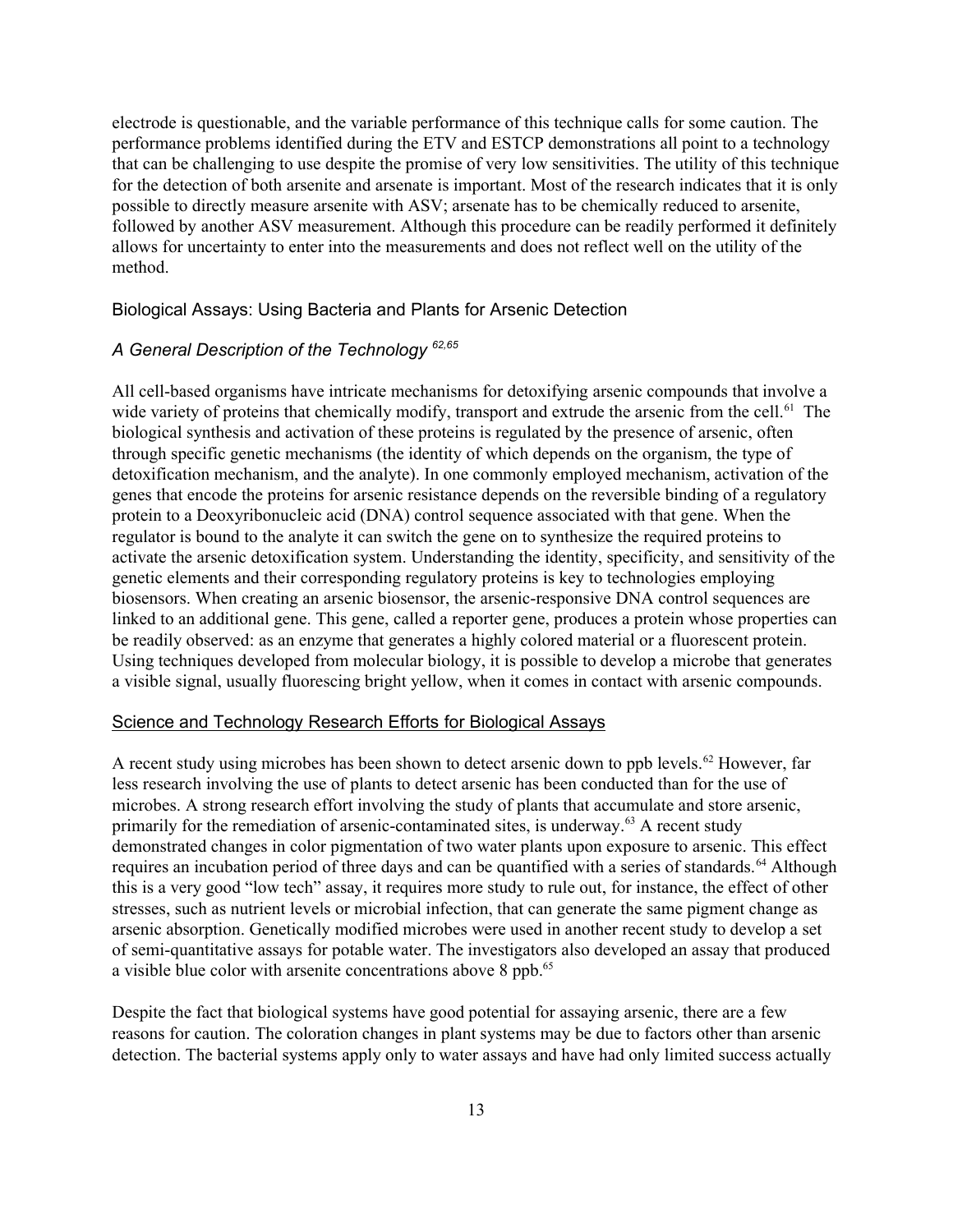electrode is questionable, and the variable performance of this technique calls for some caution. The performance problems identified during the ETV and ESTCP demonstrations all point to a technology that can be challenging to use despite the promise of very low sensitivities. The utility of this technique for the detection of both arsenite and arsenate is important. Most of the research indicates that it is only possible to directly measure arsenite with ASV; arsenate has to be chemically reduced to arsenite, followed by another ASV measurement. Although this procedure can be readily performed it definitely allows for uncertainty to enter into the measurements and does not reflect well on the utility of the method.

## Biological Assays: Using Bacteria and Plants for Arsenic Detection

### *A General Description of the Technology* [62,65]

All cell-based organisms have intricate mechanisms for detoxifying arsenic compounds that involve a wide variety of proteins that chemically modify, transport and extrude the arsenic from the cell.[61] The biological synthesis and activation of these proteins is regulated by the presence of arsenic, often through specific genetic mechanisms (the identity of which depends on the organism, the type of detoxification mechanism, and the analyte). In one commonly employed mechanism, activation of the genes that encode the proteins for arsenic resistance depends on the reversible binding of a regulatory protein to a Deoxyribonucleic acid (DNA) control sequence associated with that gene. When the regulator is bound to the analyte it can switch the gene on to synthesize the required proteins to activate the arsenic detoxification system. Understanding the identity, specificity, and sensitivity of the genetic elements and their corresponding regulatory proteins is key to technologies employing biosensors. When creating an arsenic biosensor, the arsenic-responsive DNA control sequences are linked to an additional gene. This gene, called a reporter gene, produces a protein whose properties can be readily observed: as an enzyme that generates a highly colored material or a fluorescent protein. Using techniques developed from molecular biology, it is possible to develop a microbe that generates a visible signal, usually fluorescing bright yellow, when it comes in contact with arsenic compounds.

### Science and Technology Research Efforts for Biological Assays

A recent study using microbes has been shown to detect arsenic down to ppb levels.[62] However, far less research involving the use of plants to detect arsenic has been conducted than for the use of microbes. A strong research effort involving the study of plants that accumulate and store arsenic, primarily for the remediation of arsenic-contaminated sites, is underway.[63] A recent study demonstrated changes in color pigmentation of two water plants upon exposure to arsenic. This effect requires an incubation period of three days and can be quantified with a series of standards.[64] Although this is a very good "low tech" assay, it requires more study to rule out, for instance, the effect of other stresses, such as nutrient levels or microbial infection, that can generate the same pigment change as arsenic absorption. Genetically modified microbes were used in another recent study to develop a set of semi-quantitative assays for potable water. The investigators also developed an assay that produced a visible blue color with arsenite concentrations above 8 ppb.[65]

Despite the fact that biological systems have good potential for assaying arsenic, there are a few reasons for caution. The coloration changes in plant systems may be due to factors other than arsenic detection. The bacterial systems apply only to water assays and have had only limited success actually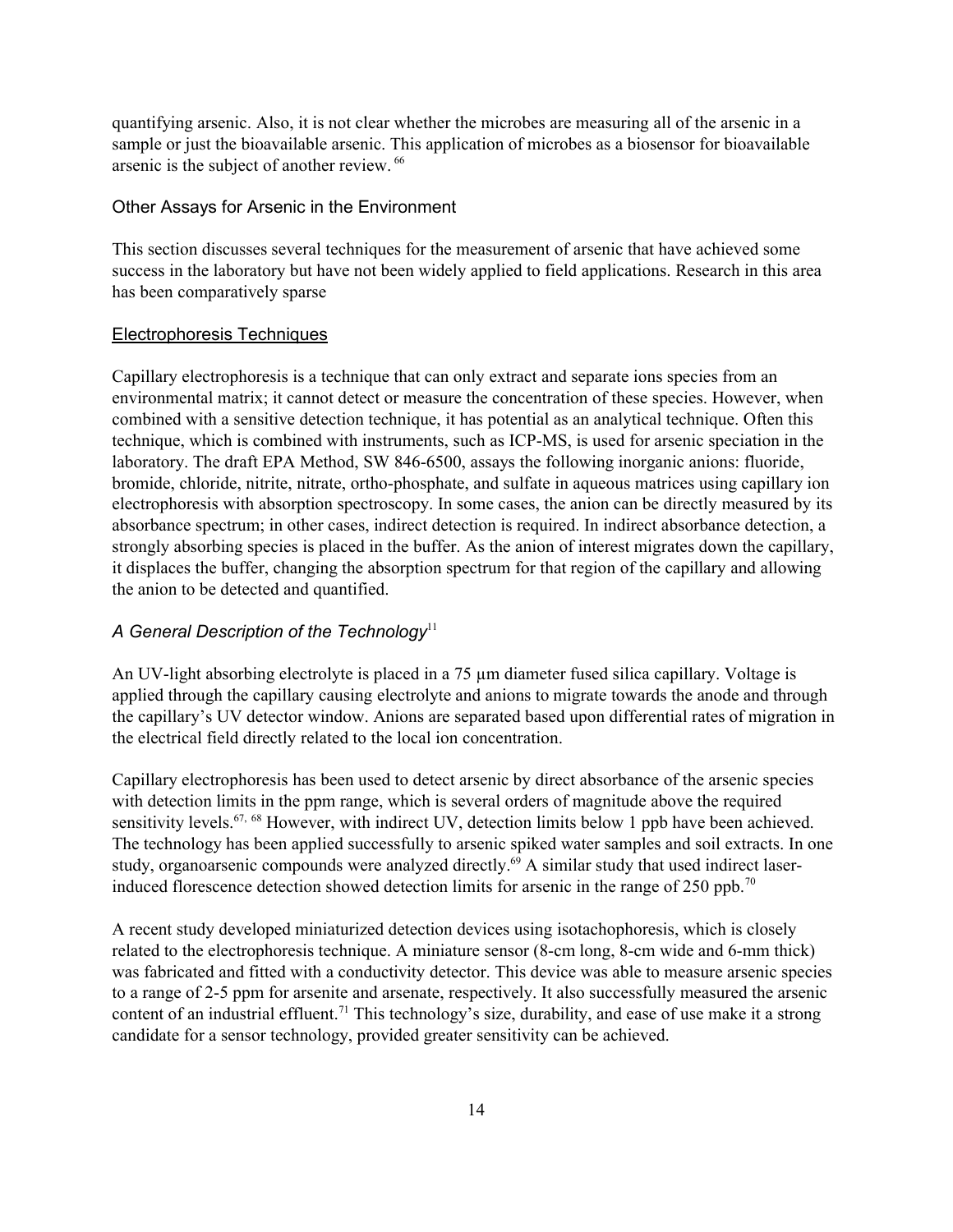quantifying arsenic. Also, it is not clear whether the microbes are measuring all of the arsenic in a sample or just the bioavailable arsenic. This application of microbes as a biosensor for bioavailable arsenic is the subject of another review. [66]

## Other Assays for Arsenic in the Environment

This section discusses several techniques for the measurement of arsenic that have achieved some success in the laboratory but have not been widely applied to field applications. Research in this area has been comparatively sparse

### Electrophoresis Techniques

Capillary electrophoresis is a technique that can only extract and separate ions species from an environmental matrix; it cannot detect or measure the concentration of these species. However, when combined with a sensitive detection technique, it has potential as an analytical technique. Often this technique, which is combined with instruments, such as ICP-MS, is used for arsenic speciation in the laboratory. The draft EPA Method, SW 846-6500, assays the following inorganic anions: fluoride, bromide, chloride, nitrite, nitrate, ortho-phosphate, and sulfate in aqueous matrices using capillary ion electrophoresis with absorption spectroscopy. In some cases, the anion can be directly measured by its absorbance spectrum; in other cases, indirect detection is required. In indirect absorbance detection, a strongly absorbing species is placed in the buffer. As the anion of interest migrates down the capillary, it displaces the buffer, changing the absorption spectrum for that region of the capillary and allowing the anion to be detected and quantified.

#### *A General Description of the Technology*[11]

An UV-light absorbing electrolyte is placed in a 75 µm diameter fused silica capillary. Voltage is applied through the capillary causing electrolyte and anions to migrate towards the anode and through the capillary's UV detector window. Anions are separated based upon differential rates of migration in the electrical field directly related to the local ion concentration.

Capillary electrophoresis has been used to detect arsenic by direct absorbance of the arsenic species with detection limits in the ppm range, which is several orders of magnitude above the required sensitivity levels.[67, 68] However, with indirect UV, detection limits below 1 ppb have been achieved. The technology has been applied successfully to arsenic spiked water samples and soil extracts. In one study, organoarsenic compounds were analyzed directly.[69] A similar study that used indirect laser-induced florescence detection showed detection limits for arsenic in the range of 250 ppb.[70]

A recent study developed miniaturized detection devices using isotachophoresis, which is closely related to the electrophoresis technique. A miniature sensor (8-cm long, 8-cm wide and 6-mm thick) was fabricated and fitted with a conductivity detector. This device was able to measure arsenic species to a range of 2-5 ppm for arsenite and arsenate, respectively. It also successfully measured the arsenic content of an industrial effluent.[71] This technology's size, durability, and ease of use make it a strong candidate for a sensor technology, provided greater sensitivity can be achieved.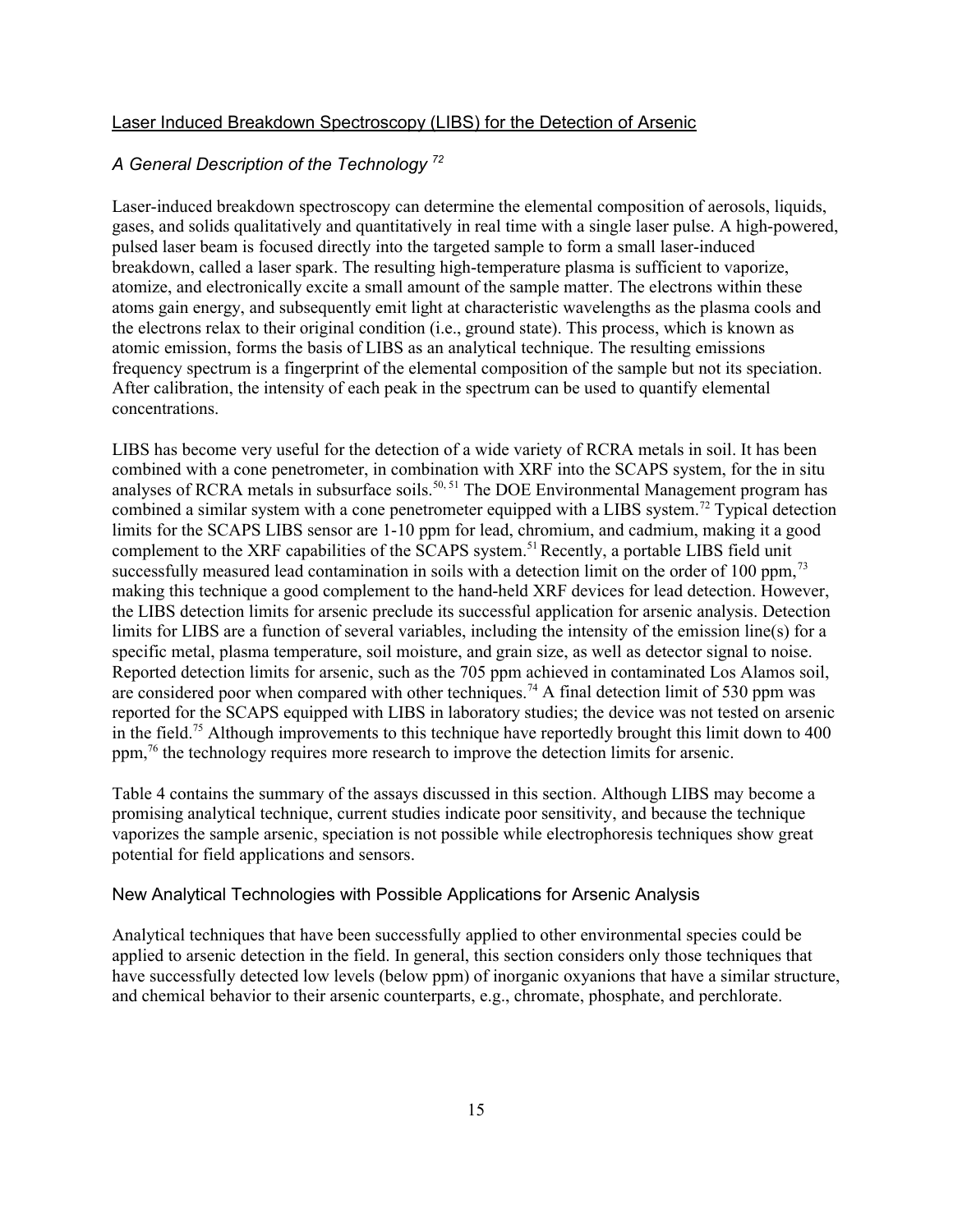## Laser Induced Breakdown Spectroscopy (LIBS) for the Detection of Arsenic

### *A General Description of the Technology* [72]

Laser-induced breakdown spectroscopy can determine the elemental composition of aerosols, liquids, gases, and solids qualitatively and quantitatively in real time with a single laser pulse. A high-powered, pulsed laser beam is focused directly into the targeted sample to form a small laser-induced breakdown, called a laser spark. The resulting high-temperature plasma is sufficient to vaporize, atomize, and electronically excite a small amount of the sample matter. The electrons within these atoms gain energy, and subsequently emit light at characteristic wavelengths as the plasma cools and the electrons relax to their original condition (i.e., ground state). This process, which is known as atomic emission, forms the basis of LIBS as an analytical technique. The resulting emissions frequency spectrum is a fingerprint of the elemental composition of the sample but not its speciation. After calibration, the intensity of each peak in the spectrum can be used to quantify elemental concentrations.

LIBS has become very useful for the detection of a wide variety of RCRA metals in soil. It has been combined with a cone penetrometer, in combination with XRF into the SCAPS system, for the in situ analyses of RCRA metals in subsurface soils.[50, 51] The DOE Environmental Management program has combined a similar system with a cone penetrometer equipped with a LIBS system.[72] Typical detection limits for the SCAPS LIBS sensor are 1-10 ppm for lead, chromium, and cadmium, making it a good complement to the XRF capabilities of the SCAPS system.[51] Recently, a portable LIBS field unit successfully measured lead contamination in soils with a detection limit on the order of 100 ppm,[73] making this technique a good complement to the hand-held XRF devices for lead detection. However, the LIBS detection limits for arsenic preclude its successful application for arsenic analysis. Detection limits for LIBS are a function of several variables, including the intensity of the emission line(s) for a specific metal, plasma temperature, soil moisture, and grain size, as well as detector signal to noise. Reported detection limits for arsenic, such as the 705 ppm achieved in contaminated Los Alamos soil, are considered poor when compared with other techniques.[74] A final detection limit of 530 ppm was reported for the SCAPS equipped with LIBS in laboratory studies; the device was not tested on arsenic in the field.[75] Although improvements to this technique have reportedly brought this limit down to 400 ppm,[76] the technology requires more research to improve the detection limits for arsenic.

Table 4 contains the summary of the assays discussed in this section. Although LIBS may become a promising analytical technique, current studies indicate poor sensitivity, and because the technique vaporizes the sample arsenic, speciation is not possible while electrophoresis techniques show great potential for field applications and sensors.

## New Analytical Technologies with Possible Applications for Arsenic Analysis

Analytical techniques that have been successfully applied to other environmental species could be applied to arsenic detection in the field. In general, this section considers only those techniques that have successfully detected low levels (below ppm) of inorganic oxyanions that have a similar structure, and chemical behavior to their arsenic counterparts, e.g., chromate, phosphate, and perchlorate.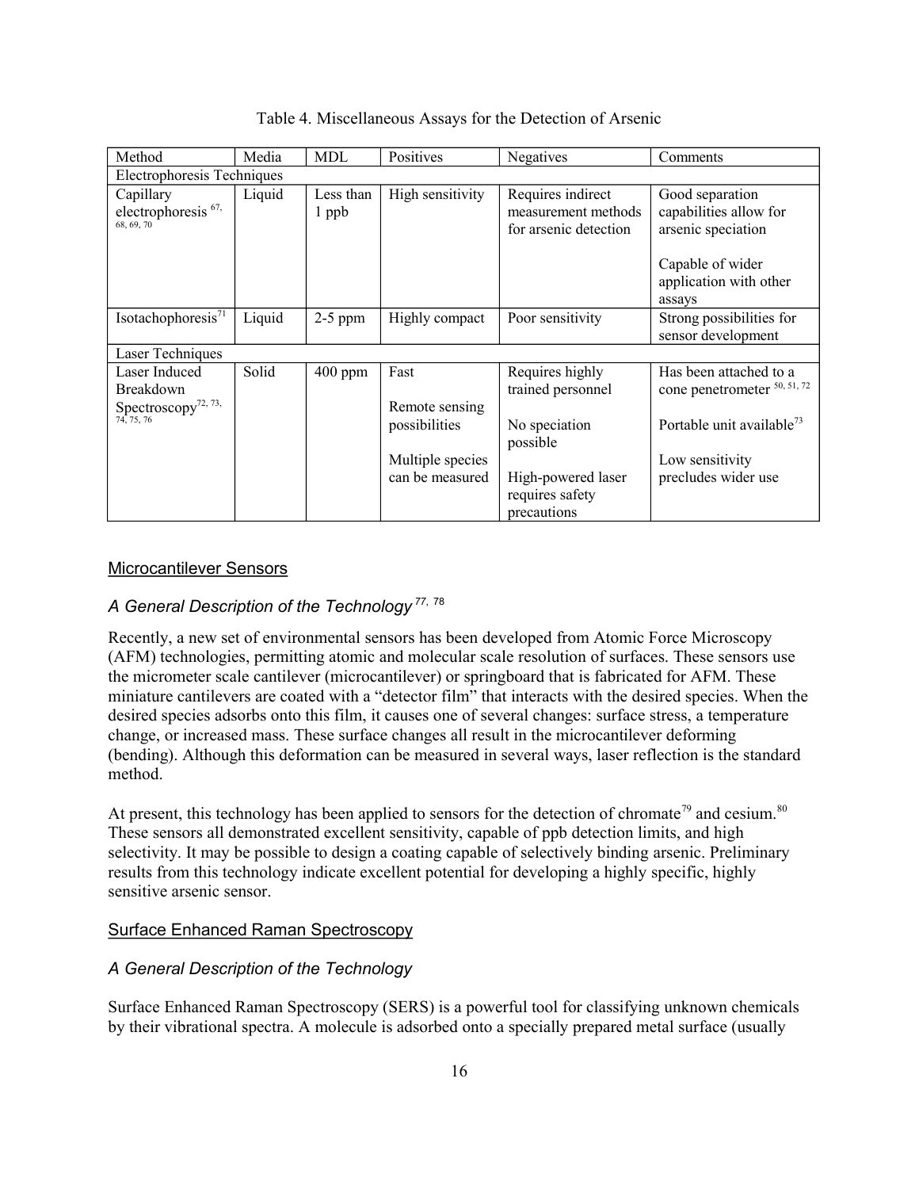Table 4. Miscellaneous Assays for the Detection of Arsenic

| Method | Media | MDL | Positives | Negatives | Comments |
|---|---|---|---|---|---|
| Electrophoresis Techniques | | | | | |
| Capillary electrophoresis [67, 68, 69, 70] | Liquid | Less than 1 ppb | High sensitivity | Requires indirect measurement methods for arsenic detection | Good separation capabilities allow for arsenic speciation<br><br>Capable of wider application with other assays |
| Isotachophoresis[71] | Liquid | 2-5 ppm | Highly compact | Poor sensitivity | Strong possibilities for sensor development |
| Laser Techniques | | | | | |
| Laser Induced Breakdown Spectroscopy[72, 73, 74, 75, 76] | Solid | 400 ppm | Fast<br><br>Remote sensing possibilities<br><br>Multiple species can be measured | Requires highly trained personnel<br><br>No speciation possible<br><br>High-powered laser requires safety precautions | Has been attached to a cone penetrometer [50, 51, 72]<br><br>Portable unit available[73]<br><br>Low sensitivity precludes wider use |

## Microcantilever Sensors

### *A General Description of the Technology* [77, 78]

Recently, a new set of environmental sensors has been developed from Atomic Force Microscopy (AFM) technologies, permitting atomic and molecular scale resolution of surfaces. These sensors use the micrometer scale cantilever (microcantilever) or springboard that is fabricated for AFM. These miniature cantilevers are coated with a "detector film" that interacts with the desired species. When the desired species adsorbs onto this film, it causes one of several changes: surface stress, a temperature change, or increased mass. These surface changes all result in the microcantilever deforming (bending). Although this deformation can be measured in several ways, laser reflection is the standard method.

At present, this technology has been applied to sensors for the detection of chromate[79] and cesium.[80] These sensors all demonstrated excellent sensitivity, capable of ppb detection limits, and high selectivity. It may be possible to design a coating capable of selectively binding arsenic. Preliminary results from this technology indicate excellent potential for developing a highly specific, highly sensitive arsenic sensor.

## Surface Enhanced Raman Spectroscopy

### *A General Description of the Technology*

Surface Enhanced Raman Spectroscopy (SERS) is a powerful tool for classifying unknown chemicals by their vibrational spectra. A molecule is adsorbed onto a specially prepared metal surface (usually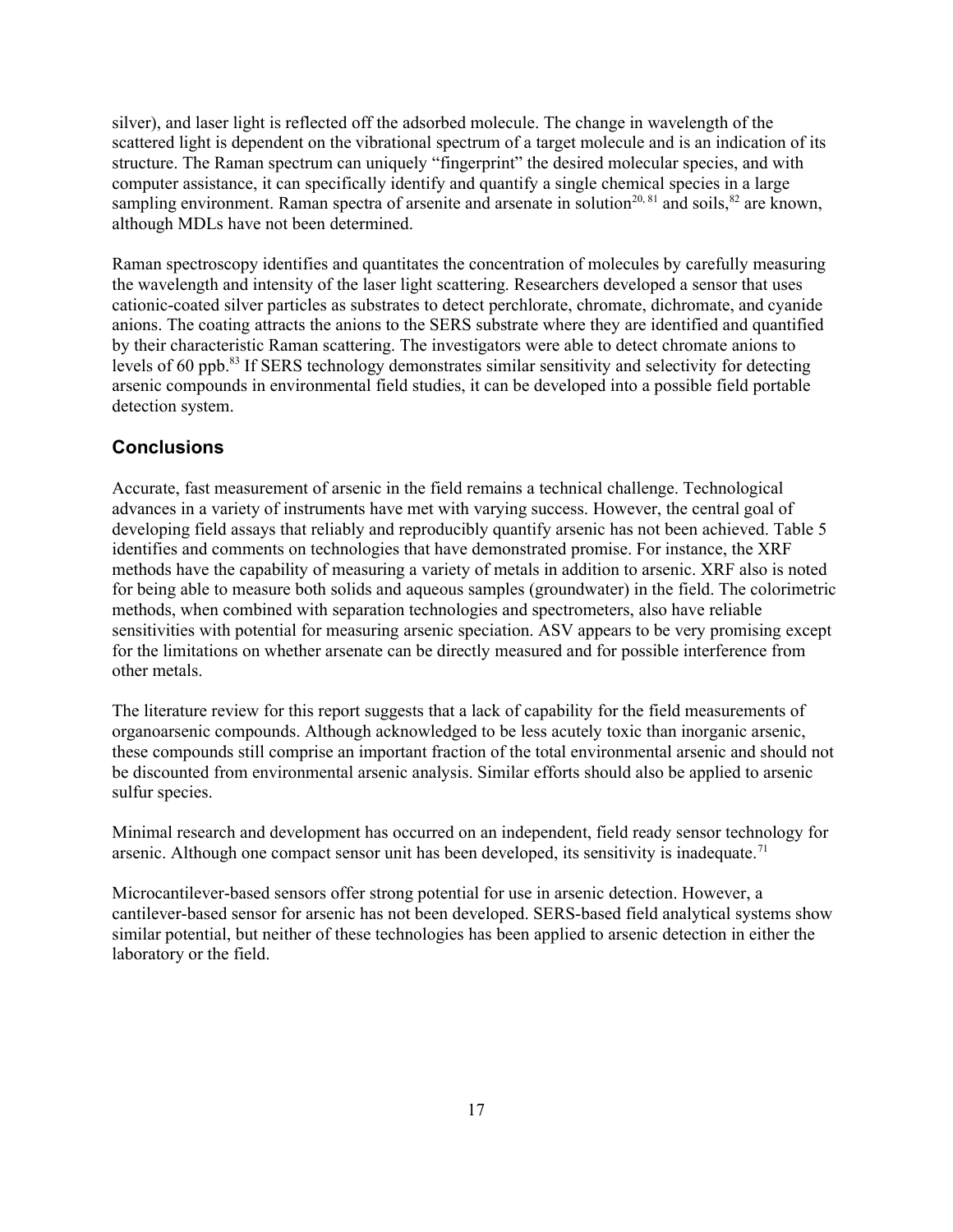silver), and laser light is reflected off the adsorbed molecule. The change in wavelength of the scattered light is dependent on the vibrational spectrum of a target molecule and is an indication of its structure. The Raman spectrum can uniquely "fingerprint" the desired molecular species, and with computer assistance, it can specifically identify and quantify a single chemical species in a large sampling environment. Raman spectra of arsenite and arsenate in solution[20, 81] and soils,[82] are known, although MDLs have not been determined.

Raman spectroscopy identifies and quantitates the concentration of molecules by carefully measuring the wavelength and intensity of the laser light scattering. Researchers developed a sensor that uses cationic-coated silver particles as substrates to detect perchlorate, chromate, dichromate, and cyanide anions. The coating attracts the anions to the SERS substrate where they are identified and quantified by their characteristic Raman scattering. The investigators were able to detect chromate anions to levels of 60 ppb.[83] If SERS technology demonstrates similar sensitivity and selectivity for detecting arsenic compounds in environmental field studies, it can be developed into a possible field portable detection system.

## Conclusions

Accurate, fast measurement of arsenic in the field remains a technical challenge. Technological advances in a variety of instruments have met with varying success. However, the central goal of developing field assays that reliably and reproducibly quantify arsenic has not been achieved. Table 5 identifies and comments on technologies that have demonstrated promise. For instance, the XRF methods have the capability of measuring a variety of metals in addition to arsenic. XRF also is noted for being able to measure both solids and aqueous samples (groundwater) in the field. The colorimetric methods, when combined with separation technologies and spectrometers, also have reliable sensitivities with potential for measuring arsenic speciation. ASV appears to be very promising except for the limitations on whether arsenate can be directly measured and for possible interference from other metals.

The literature review for this report suggests that a lack of capability for the field measurements of organoarsenic compounds. Although acknowledged to be less acutely toxic than inorganic arsenic, these compounds still comprise an important fraction of the total environmental arsenic and should not be discounted from environmental arsenic analysis. Similar efforts should also be applied to arsenic sulfur species.

Minimal research and development has occurred on an independent, field ready sensor technology for arsenic. Although one compact sensor unit has been developed, its sensitivity is inadequate.[71]

Microcantilever-based sensors offer strong potential for use in arsenic detection. However, a cantilever-based sensor for arsenic has not been developed. SERS-based field analytical systems show similar potential, but neither of these technologies has been applied to arsenic detection in either the laboratory or the field.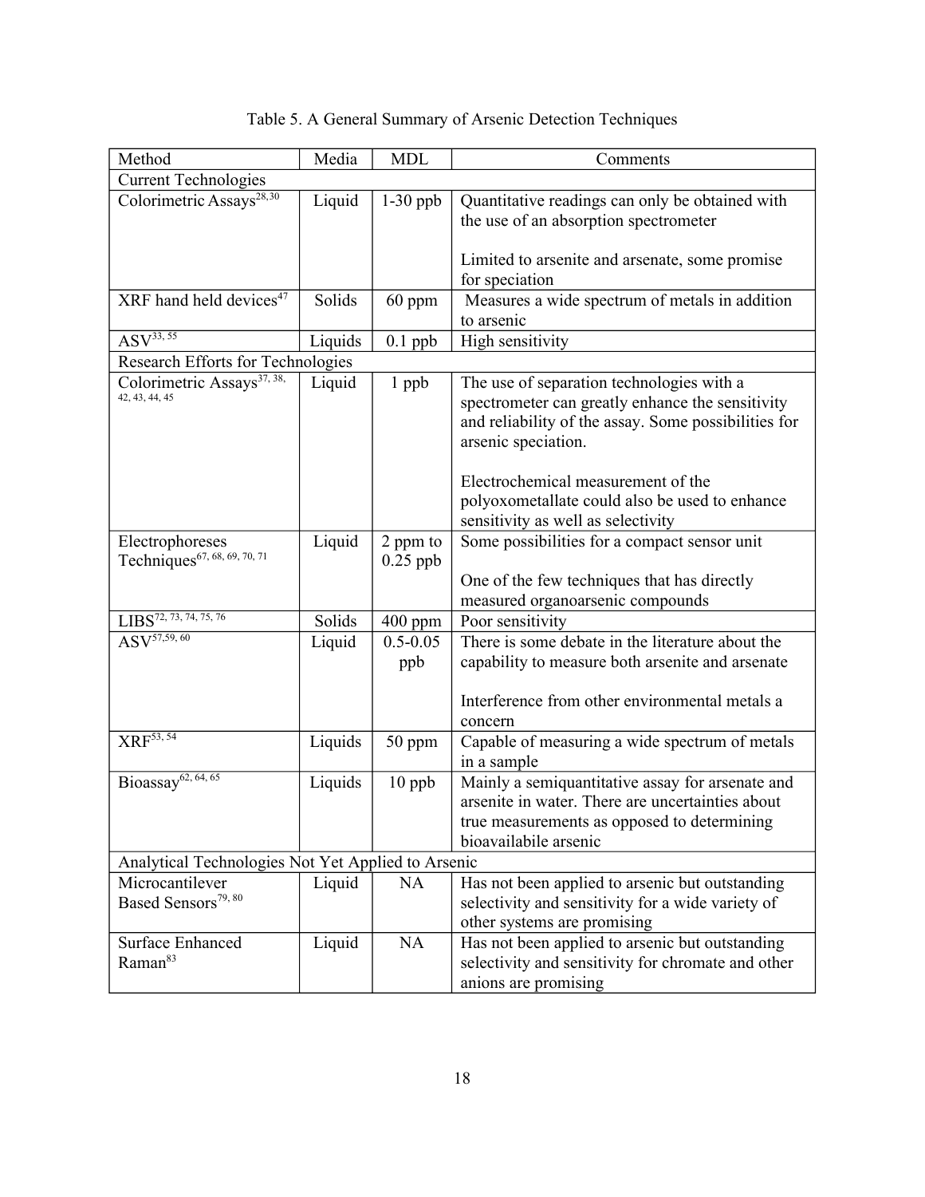Table 5. A General Summary of Arsenic Detection Techniques

| Method | Media | MDL | Comments |
|---|---|---|---|
| Current Technologies | | | |
| Colorimetric Assays[28,30] | Liquid | 1-30 ppb | Quantitative readings can only be obtained with the use of an absorption spectrometer<br><br>Limited to arsenite and arsenate, some promise for speciation |
| XRF hand held devices[47] | Solids | 60 ppm | Measures a wide spectrum of metals in addition to arsenic |
| ASV[33, 55] | Liquids | 0.1 ppb | High sensitivity |
| Research Efforts for Technologies | | | |
| Colorimetric Assays[37, 38, 42, 43, 44, 45] | Liquid | 1 ppb | The use of separation technologies with a spectrometer can greatly enhance the sensitivity and reliability of the assay. Some possibilities for arsenic speciation.<br><br>Electrochemical measurement of the polyoxometallate could also be used to enhance sensitivity as well as selectivity |
| Electrophoreses Techniques[67, 68, 69, 70, 71] | Liquid | 2 ppm to 0.25 ppb | Some possibilities for a compact sensor unit<br><br>One of the few techniques that has directly measured organoarsenic compounds |
| LIBS[72, 73, 74, 75, 76] | Solids | 400 ppm | Poor sensitivity |
| ASV[57,59, 60] | Liquid | 0.5-0.05 ppb | There is some debate in the literature about the capability to measure both arsenite and arsenate<br><br>Interference from other environmental metals a concern |
| XRF[53, 54] | Liquids | 50 ppm | Capable of measuring a wide spectrum of metals in a sample |
| Bioassay[62, 64, 65] | Liquids | 10 ppb | Mainly a semiquantitative assay for arsenate and arsenite in water. There are uncertainties about true measurements as opposed to determining bioavailabile arsenic |
| Analytical Technologies Not Yet Applied to Arsenic | | | |
| Microcantilever Based Sensors[79, 80] | Liquid | NA | Has not been applied to arsenic but outstanding selectivity and sensitivity for a wide variety of other systems are promising |
| Surface Enhanced Raman[83] | Liquid | NA | Has not been applied to arsenic but outstanding selectivity and sensitivity for chromate and other anions are promising |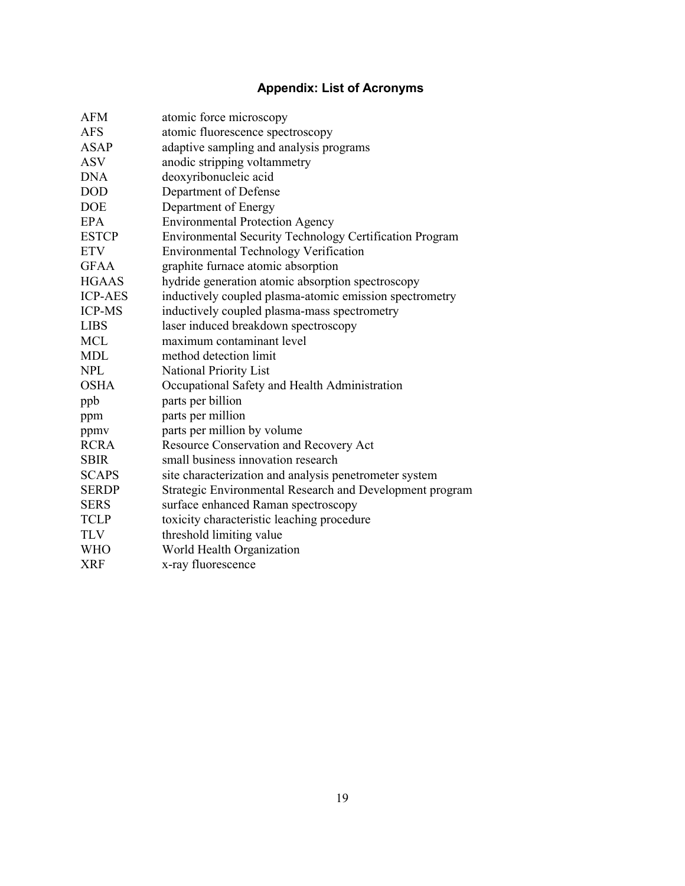# Appendix: List of Acronyms

| | |
|---|---|
| AFM | atomic force microscopy |
| AFS | atomic fluorescence spectroscopy |
| ASAP | adaptive sampling and analysis programs |
| ASV | anodic stripping voltammetry |
| DNA | deoxyribonucleic acid |
| DOD | Department of Defense |
| DOE | Department of Energy |
| EPA | Environmental Protection Agency |
| ESTCP | Environmental Security Technology Certification Program |
| ETV | Environmental Technology Verification |
| GFAA | graphite furnace atomic absorption |
| HGAAS | hydride generation atomic absorption spectroscopy |
| ICP-AES | inductively coupled plasma-atomic emission spectrometry |
| ICP-MS | inductively coupled plasma-mass spectrometry |
| LIBS | laser induced breakdown spectroscopy |
| MCL | maximum contaminant level |
| MDL | method detection limit |
| NPL | National Priority List |
| OSHA | Occupational Safety and Health Administration |
| ppb | parts per billion |
| ppm | parts per million |
| ppmv | parts per million by volume |
| RCRA | Resource Conservation and Recovery Act |
| SBIR | small business innovation research |
| SCAPS | site characterization and analysis penetrometer system |
| SERDP | Strategic Environmental Research and Development program |
| SERS | surface enhanced Raman spectroscopy |
| TCLP | toxicity characteristic leaching procedure |
| TLV | threshold limiting value |
| WHO | World Health Organization |
| XRF | x-ray fluorescence |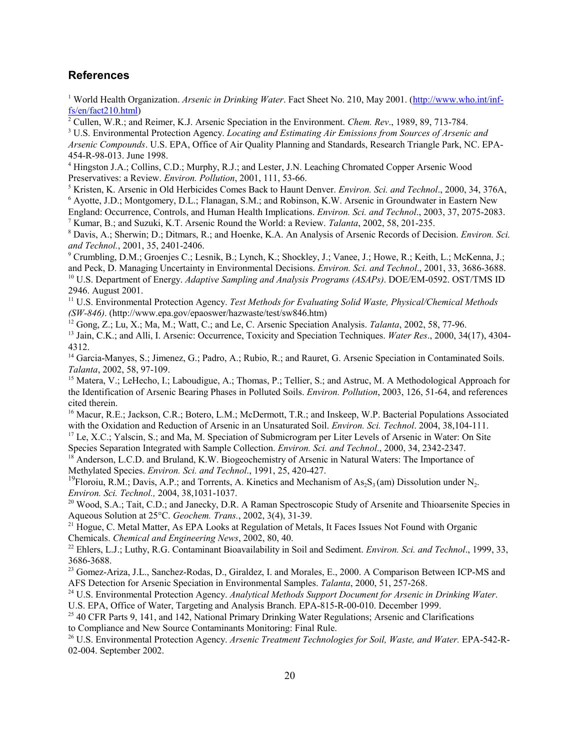## References

[1] World Health Organization. *Arsenic in Drinking Water*. Fact Sheet No. 210, May 2001. (http://www.who.int/inf-fs/en/fact210.html)

[2] Cullen, W.R.; and Reimer, K.J. Arsenic Speciation in the Environment. *Chem. Rev*., 1989, 89, 713-784.

[3] U.S. Environmental Protection Agency. *Locating and Estimating Air Emissions from Sources of Arsenic and Arsenic Compounds*. U.S. EPA, Office of Air Quality Planning and Standards, Research Triangle Park, NC. EPA-454-R-98-013. June 1998.

[4] Hingston J.A.; Collins, C.D.; Murphy, R.J.; and Lester, J.N. Leaching Chromated Copper Arsenic Wood Preservatives: a Review. *Environ. Pollution*, 2001, 111, 53-66.

[5] Kristen, K. Arsenic in Old Herbicides Comes Back to Haunt Denver. *Environ. Sci. and Technol*., 2000, 34, 376A,

[6] Ayotte, J.D.; Montgomery, D.L.; Flanagan, S.M.; and Robinson, K.W. Arsenic in Groundwater in Eastern New England: Occurrence, Controls, and Human Health Implications. *Environ. Sci. and Technol*., 2003, 37, 2075-2083.

[7] Kumar, B.; and Suzuki, K.T. Arsenic Round the World: a Review. *Talanta*, 2002, 58, 201-235.

[8] Davis, A.; Sherwin; D.; Ditmars, R.; and Hoenke, K.A. An Analysis of Arsenic Records of Decision. *Environ. Sci. and Technol.*, 2001, 35, 2401-2406.

[9] Crumbling, D.M.; Groenjes C.; Lesnik, B.; Lynch, K.; Shockley, J.; Vanee, J.; Howe, R.; Keith, L.; McKenna, J.; and Peck, D. Managing Uncertainty in Environmental Decisions. *Environ. Sci. and Technol*., 2001, 33, 3686-3688.

[10] U.S. Department of Energy. *Adaptive Sampling and Analysis Programs (ASAPs)*. DOE/EM-0592. OST/TMS ID 2946. August 2001.

[11] U.S. Environmental Protection Agency. *Test Methods for Evaluating Solid Waste, Physical/Chemical Methods (SW-846)*. (http://www.epa.gov/epaoswer/hazwaste/test/sw846.htm)

[12] Gong, Z.; Lu, X.; Ma, M.; Watt, C.; and Le, C. Arsenic Speciation Analysis. *Talanta*, 2002, 58, 77-96.

[13] Jain, C.K.; and Alli, I. Arsenic: Occurrence, Toxicity and Speciation Techniques. *Water Res*., 2000, 34(17), 4304-4312.

[14] Garcia-Manyes, S.; Jimenez, G.; Padro, A.; Rubio, R.; and Rauret, G. Arsenic Speciation in Contaminated Soils. *Talanta*, 2002, 58, 97-109.

[15] Matera, V.; LeHecho, I.; Laboudigue, A.; Thomas, P.; Tellier, S.; and Astruc, M. A Methodological Approach for the Identification of Arsenic Bearing Phases in Polluted Soils. *Environ. Pollution*, 2003, 126, 51-64, and references cited therein.

[16] Macur, R.E.; Jackson, C.R.; Botero, L.M.; McDermott, T.R.; and Inskeep, W.P. Bacterial Populations Associated with the Oxidation and Reduction of Arsenic in an Unsaturated Soil. *Environ. Sci. Technol*. 2004, 38,104-111.

[17] Le, X.C.; Yalscin, S.; and Ma, M. Speciation of Submicrogram per Liter Levels of Arsenic in Water: On Site Species Separation Integrated with Sample Collection. *Environ. Sci. and Technol*., 2000, 34, 2342-2347.

[18] Anderson, L.C.D. and Bruland, K.W. Biogeochemistry of Arsenic in Natural Waters: The Importance of Methylated Species. *Environ. Sci. and Technol*., 1991, 25, 420-427.

[19] Floroiu, R.M.; Davis, A.P.; and Torrents, A. Kinetics and Mechanism of $As_2S_3$ (am) Dissolution under $N_2$. *Environ. Sci. Technol.,* 2004, 38,1031-1037.

[20] Wood, S.A.; Tait, C.D.; and Janecky, D.R. A Raman Spectroscopic Study of Arsenite and Thioarsenite Species in Aqueous Solution at 25°C. *Geochem. Trans.*, 2002, 3(4), 31-39.

[21] Hogue, C. Metal Matter, As EPA Looks at Regulation of Metals, It Faces Issues Not Found with Organic Chemicals. *Chemical and Engineering News*, 2002, 80, 40.

[22] Ehlers, L.J.; Luthy, R.G. Contaminant Bioavailability in Soil and Sediment. *Environ. Sci. and Technol*., 1999, 33, 3686-3688.

[23] Gomez-Ariza, J.L., Sanchez-Rodas, D., Giraldez, I. and Morales, E., 2000. A Comparison Between ICP-MS and AFS Detection for Arsenic Speciation in Environmental Samples. *Talanta*, 2000, 51, 257-268.

[24] U.S. Environmental Protection Agency. *Analytical Methods Support Document for Arsenic in Drinking Water*. U.S. EPA, Office of Water, Targeting and Analysis Branch. EPA-815-R-00-010. December 1999.

[25] 40 CFR Parts 9, 141, and 142, National Primary Drinking Water Regulations; Arsenic and Clarifications to Compliance and New Source Contaminants Monitoring: Final Rule.

[26] U.S. Environmental Protection Agency. *Arsenic Treatment Technologies for Soil, Waste, and Water.* EPA-542-R-02-004. September 2002.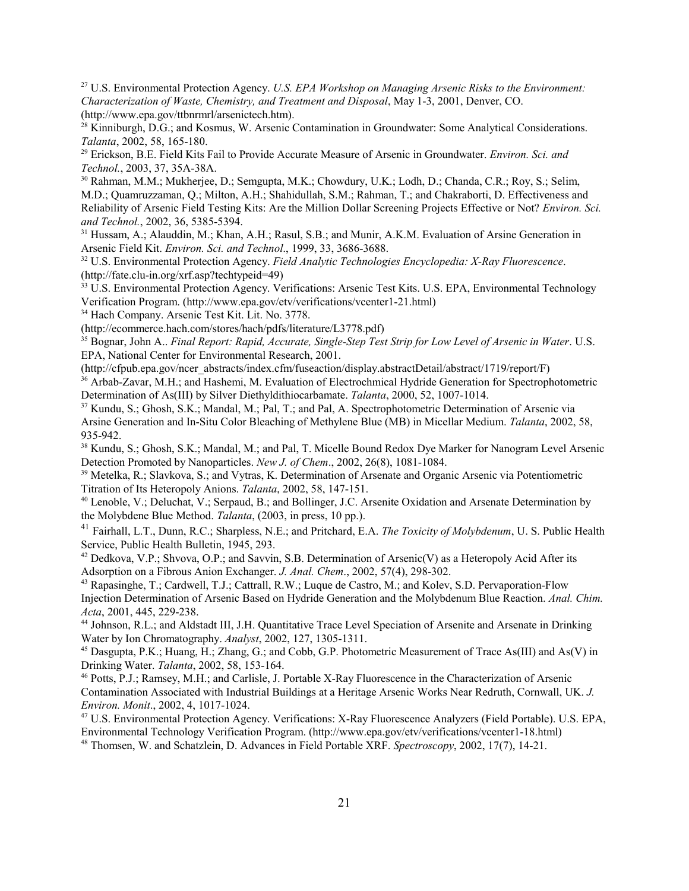[27] U.S. Environmental Protection Agency. *U.S. EPA Workshop on Managing Arsenic Risks to the Environment: Characterization of Waste, Chemistry, and Treatment and Disposal*, May 1-3, 2001, Denver, CO. (http://www.epa.gov/ttbnrmrl/arsenictech.htm).

[28] Kinniburgh, D.G.; and Kosmus, W. Arsenic Contamination in Groundwater: Some Analytical Considerations. *Talanta*, 2002, 58, 165-180.

[29] Erickson, B.E. Field Kits Fail to Provide Accurate Measure of Arsenic in Groundwater. *Environ. Sci. and Technol.*, 2003, 37, 35A-38A.

[30] Rahman, M.M.; Mukherjee, D.; Semgupta, M.K.; Chowdury, U.K.; Lodh, D.; Chanda, C.R.; Roy, S.; Selim, M.D.; Quamruzzaman, Q.; Milton, A.H.; Shahidullah, S.M.; Rahman, T.; and Chakraborti, D. Effectiveness and Reliability of Arsenic Field Testing Kits: Are the Million Dollar Screening Projects Effective or Not? *Environ. Sci. and Technol.*, 2002, 36, 5385-5394.

[31] Hussam, A.; Alauddin, M.; Khan, A.H.; Rasul, S.B.; and Munir, A.K.M. Evaluation of Arsine Generation in Arsenic Field Kit. *Environ. Sci. and Technol*., 1999, 33, 3686-3688.

[32] U.S. Environmental Protection Agency. *Field Analytic Technologies Encyclopedia: X-Ray Fluorescence*. (http://fate.clu-in.org/xrf.asp?techtypeid=49)

[33] U.S. Environmental Protection Agency. Verifications: Arsenic Test Kits. U.S. EPA, Environmental Technology Verification Program. (http://www.epa.gov/etv/verifications/vcenter1-21.html)

[34] Hach Company. Arsenic Test Kit. Lit. No. 3778. (http://ecommerce.hach.com/stores/hach/pdfs/literature/L3778.pdf)

[35] Bognar, John A.. *Final Report: Rapid, Accurate, Single-Step Test Strip for Low Level of Arsenic in Water*. U.S. EPA, National Center for Environmental Research, 2001. (http://cfpub.epa.gov/ncer_abstracts/index.cfm/fuseaction/display.abstractDetail/abstract/1719/report/F)

[36] Arbab-Zavar, M.H.; and Hashemi, M. Evaluation of Electrochmical Hydride Generation for Spectrophotometric Determination of As(III) by Silver Diethyldithiocarbamate. *Talanta*, 2000, 52, 1007-1014.

[37] Kundu, S.; Ghosh, S.K.; Mandal, M.; Pal, T.; and Pal, A. Spectrophotometric Determination of Arsenic via Arsine Generation and In-Situ Color Bleaching of Methylene Blue (MB) in Micellar Medium. *Talanta*, 2002, 58, 935-942.

[38] Kundu, S.; Ghosh, S.K.; Mandal, M.; and Pal, T. Micelle Bound Redox Dye Marker for Nanogram Level Arsenic Detection Promoted by Nanoparticles. *New J. of Chem*., 2002, 26(8), 1081-1084.

[39] Metelka, R.; Slavkova, S.; and Vytras, K. Determination of Arsenate and Organic Arsenic via Potentiometric Titration of Its Heteropoly Anions. *Talanta*, 2002, 58, 147-151.

[40] Lenoble, V.; Deluchat, V.; Serpaud, B.; and Bollinger, J.C. Arsenite Oxidation and Arsenate Determination by the Molybdene Blue Method. *Talanta*, (2003, in press, 10 pp.).

[41] Fairhall, L.T., Dunn, R.C.; Sharpless, N.E.; and Pritchard, E.A. *The Toxicity of Molybdenum*, U. S. Public Health Service, Public Health Bulletin, 1945, 293.

[42] Dedkova, V.P.; Shvova, O.P.; and Savvin, S.B. Determination of Arsenic(V) as a Heteropoly Acid After its Adsorption on a Fibrous Anion Exchanger. *J. Anal. Chem*., 2002, 57(4), 298-302.

[43] Rapasinghe, T.; Cardwell, T.J.; Cattrall, R.W.; Luque de Castro, M.; and Kolev, S.D. Pervaporation-Flow Injection Determination of Arsenic Based on Hydride Generation and the Molybdenum Blue Reaction. *Anal. Chim. Acta*, 2001, 445, 229-238.

[44] Johnson, R.L.; and Aldstadt III, J.H. Quantitative Trace Level Speciation of Arsenite and Arsenate in Drinking Water by Ion Chromatography. *Analyst*, 2002, 127, 1305-1311.

[45] Dasgupta, P.K.; Huang, H.; Zhang, G.; and Cobb, G.P. Photometric Measurement of Trace As(III) and As(V) in Drinking Water. *Talanta*, 2002, 58, 153-164.

[46] Potts, P.J.; Ramsey, M.H.; and Carlisle, J. Portable X-Ray Fluorescence in the Characterization of Arsenic Contamination Associated with Industrial Buildings at a Heritage Arsenic Works Near Redruth, Cornwall, UK. *J. Environ. Monit*., 2002, 4, 1017-1024.

[47] U.S. Environmental Protection Agency. Verifications: X-Ray Fluorescence Analyzers (Field Portable). U.S. EPA, Environmental Technology Verification Program. (http://www.epa.gov/etv/verifications/vcenter1-18.html)

[48] Thomsen, W. and Schatzlein, D. Advances in Field Portable XRF. *Spectroscopy*, 2002, 17(7), 14-21.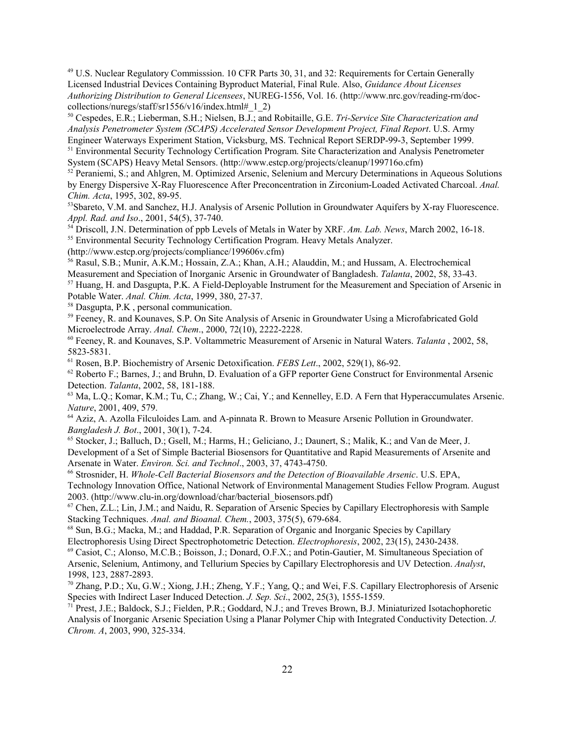[49] U.S. Nuclear Regulatory Commisssion. 10 CFR Parts 30, 31, and 32: Requirements for Certain Generally Licensed Industrial Devices Containing Byproduct Material, Final Rule. Also, *Guidance About Licenses Authorizing Distribution to General Licensees*, NUREG-1556, Vol. 16. (http://www.nrc.gov/reading-rm/doc-collections/nuregs/staff/sr1556/v16/index.html#_1_2)

[50] Cespedes, E.R.; Lieberman, S.H.; Nielsen, B.J.; and Robitaille, G.E. *Tri-Service Site Characterization and Analysis Penetrometer System (SCAPS) Accelerated Sensor Development Project, Final Report*. U.S. Army Engineer Waterways Experiment Station, Vicksburg, MS. Technical Report SERDP-99-3, September 1999.

[51] Environmental Security Technology Certification Program. Site Characterization and Analysis Penetrometer System (SCAPS) Heavy Metal Sensors. (http://www.estcp.org/projects/cleanup/199716o.cfm)

[52] Peraniemi, S.; and Ahlgren, M. Optimized Arsenic, Selenium and Mercury Determinations in Aqueous Solutions by Energy Dispersive X-Ray Fluorescence After Preconcentration in Zirconium-Loaded Activated Charcoal. *Anal. Chim. Acta*, 1995, 302, 89-95.

[53] Sbareto, V.M. and Sanchez, H.J. Analysis of Arsenic Pollution in Groundwater Aquifers by X-ray Fluorescence. *Appl. Rad. and Iso*., 2001, 54(5), 37-740.

[54] Driscoll, J.N. Determination of ppb Levels of Metals in Water by XRF. *Am. Lab. News*, March 2002, 16-18.

[55] Environmental Security Technology Certification Program. Heavy Metals Analyzer. (http://www.estcp.org/projects/compliance/199606v.cfm)

[56] Rasul, S.B.; Munir, A.K.M.; Hossain, Z.A.; Khan, A.H.; Alauddin, M.; and Hussam, A. Electrochemical Measurement and Speciation of Inorganic Arsenic in Groundwater of Bangladesh. *Talanta*, 2002, 58, 33-43.

[57] Huang, H. and Dasgupta, P.K. A Field-Deployable Instrument for the Measurement and Speciation of Arsenic in Potable Water. *Anal. Chim. Acta*, 1999, 380, 27-37.

[58] Dasgupta, P.K , personal communication.

[59] Feeney, R. and Kounaves, S.P. On Site Analysis of Arsenic in Groundwater Using a Microfabricated Gold Microelectrode Array. *Anal. Chem*., 2000, 72(10), 2222-2228.

[60] Feeney, R. and Kounaves, S.P. Voltammetric Measurement of Arsenic in Natural Waters. *Talanta* , 2002, 58, 5823-5831.

[61] Rosen, B.P. Biochemistry of Arsenic Detoxification. *FEBS Lett*., 2002, 529(1), 86-92.

[62] Roberto F.; Barnes, J.; and Bruhn, D. Evaluation of a GFP reporter Gene Construct for Environmental Arsenic Detection. *Talanta*, 2002, 58, 181-188.

[63] Ma, L.Q.; Komar, K.M.; Tu, C.; Zhang, W.; Cai, Y.; and Kennelley, E.D. A Fern that Hyperaccumulates Arsenic. *Nature*, 2001, 409, 579.

[64] Aziz, A. Azolla Filculoides Lam. and A-pinnata R. Brown to Measure Arsenic Pollution in Groundwater. *Bangladesh J. Bot*., 2001, 30(1), 7-24.

[65] Stocker, J.; Balluch, D.; Gsell, M.; Harms, H.; Geliciano, J.; Daunert, S.; Malik, K.; and Van de Meer, J. Development of a Set of Simple Bacterial Biosensors for Quantitative and Rapid Measurements of Arsenite and Arsenate in Water. *Environ. Sci. and Technol*., 2003, 37, 4743-4750.

[66] Strosnider, H. *Whole-Cell Bacterial Biosensors and the Detection of Bioavailable Arsenic*. U.S. EPA, Technology Innovation Office, National Network of Environmental Management Studies Fellow Program. August 2003. (http://www.clu-in.org/download/char/bacterial_biosensors.pdf)

[67] Chen, Z.L.; Lin, J.M.; and Naidu, R. Separation of Arsenic Species by Capillary Electrophoresis with Sample Stacking Techniques. *Anal. and Bioanal. Chem.*, 2003, 375(5), 679-684.

[68] Sun, B.G.; Macka, M.; and Haddad, P.R. Separation of Organic and Inorganic Species by Capillary Electrophoresis Using Direct Spectrophotometric Detection. *Electrophoresis*, 2002, 23(15), 2430-2438.

[69] Casiot, C.; Alonso, M.C.B.; Boisson, J.; Donard, O.F.X.; and Potin-Gautier, M. Simultaneous Speciation of Arsenic, Selenium, Antimony, and Tellurium Species by Capillary Electrophoresis and UV Detection. *Analyst*, 1998, 123, 2887-2893.

[70] Zhang, P.D.; Xu, G.W.; Xiong, J.H.; Zheng, Y.F.; Yang, Q.; and Wei, F.S. Capillary Electrophoresis of Arsenic Species with Indirect Laser Induced Detection. *J. Sep. Sci*., 2002, 25(3), 1555-1559.

[71] Prest, J.E.; Baldock, S.J.; Fielden, P.R.; Goddard, N.J.; and Treves Brown, B.J. Miniaturized Isotachophoretic Analysis of Inorganic Arsenic Speciation Using a Planar Polymer Chip with Integrated Conductivity Detection. *J. Chrom. A*, 2003, 990, 325-334.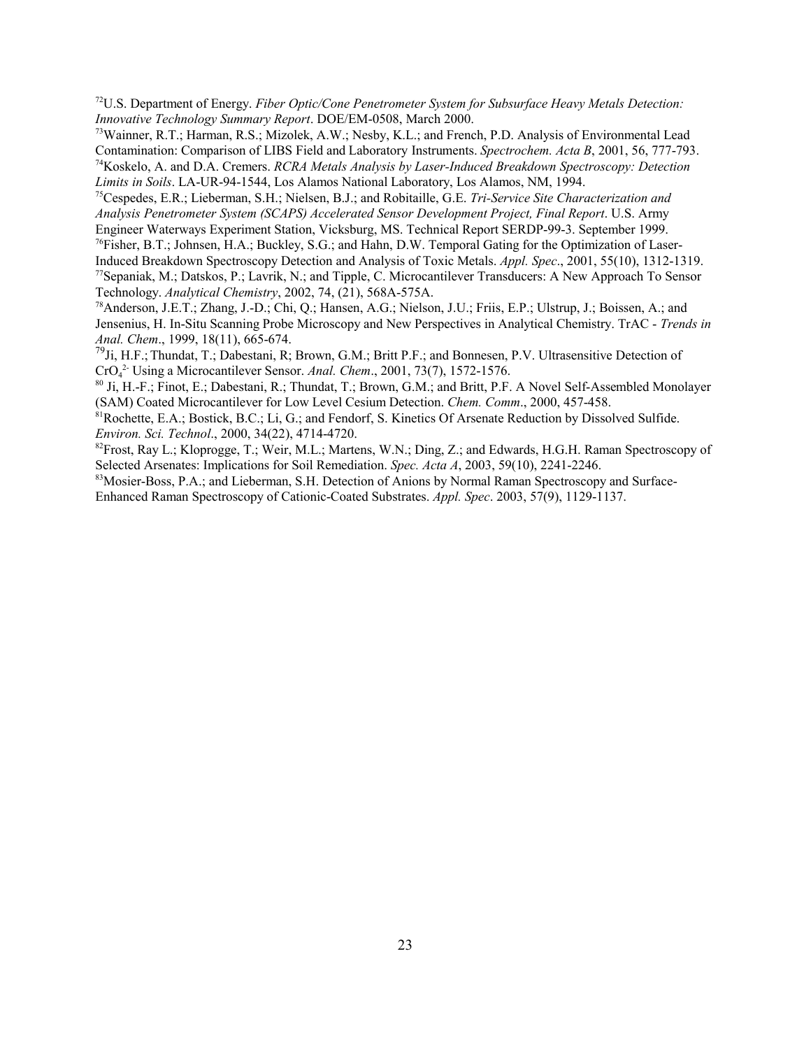[72]U.S. Department of Energy. *Fiber Optic/Cone Penetrometer System for Subsurface Heavy Metals Detection: Innovative Technology Summary Report*. DOE/EM-0508, March 2000.

[73]Wainner, R.T.; Harman, R.S.; Mizolek, A.W.; Nesby, K.L.; and French, P.D. Analysis of Environmental Lead Contamination: Comparison of LIBS Field and Laboratory Instruments. *Spectrochem. Acta B*, 2001, 56, 777-793.

[74]Koskelo, A. and D.A. Cremers. *RCRA Metals Analysis by Laser-Induced Breakdown Spectroscopy: Detection Limits in Soils*. LA-UR-94-1544, Los Alamos National Laboratory, Los Alamos, NM, 1994.

[75]Cespedes, E.R.; Lieberman, S.H.; Nielsen, B.J.; and Robitaille, G.E. *Tri-Service Site Characterization and Analysis Penetrometer System (SCAPS) Accelerated Sensor Development Project, Final Report*. U.S. Army Engineer Waterways Experiment Station, Vicksburg, MS. Technical Report SERDP-99-3. September 1999.

[76]Fisher, B.T.; Johnsen, H.A.; Buckley, S.G.; and Hahn, D.W. Temporal Gating for the Optimization of Laser-Induced Breakdown Spectroscopy Detection and Analysis of Toxic Metals. *Appl. Spec*., 2001, 55(10), 1312-1319.

[77]Sepaniak, M.; Datskos, P.; Lavrik, N.; and Tipple, C. Microcantilever Transducers: A New Approach To Sensor Technology. *Analytical Chemistry*, 2002, 74, (21), 568A-575A.

[78]Anderson, J.E.T.; Zhang, J.-D.; Chi, Q.; Hansen, A.G.; Nielson, J.U.; Friis, E.P.; Ulstrup, J.; Boissen, A.; and Jensenius, H. In-Situ Scanning Probe Microscopy and New Perspectives in Analytical Chemistry. TrAC - *Trends in Anal. Chem*., 1999, 18(11), 665-674.

[79]Ji, H.F.; Thundat, T.; Dabestani, R; Brown, G.M.; Britt P.F.; and Bonnesen, P.V. Ultrasensitive Detection of $CrO_4^{2-}$ Using a Microcantilever Sensor. *Anal. Chem*., 2001, 73(7), 1572-1576.

[80] Ji, H.-F.; Finot, E.; Dabestani, R.; Thundat, T.; Brown, G.M.; and Britt, P.F. A Novel Self-Assembled Monolayer (SAM) Coated Microcantilever for Low Level Cesium Detection. *Chem. Comm*., 2000, 457-458.

[81]Rochette, E.A.; Bostick, B.C.; Li, G.; and Fendorf, S. Kinetics Of Arsenate Reduction by Dissolved Sulfide. *Environ. Sci. Technol*., 2000, 34(22), 4714-4720.

[82]Frost, Ray L.; Kloprogge, T.; Weir, M.L.; Martens, W.N.; Ding, Z.; and Edwards, H.G.H. Raman Spectroscopy of Selected Arsenates: Implications for Soil Remediation. *Spec. Acta A*, 2003, 59(10), 2241-2246.

[83]Mosier-Boss, P.A.; and Lieberman, S.H. Detection of Anions by Normal Raman Spectroscopy and Surface-Enhanced Raman Spectroscopy of Cationic-Coated Substrates. *Appl. Spec*. 2003, 57(9), 1129-1137.